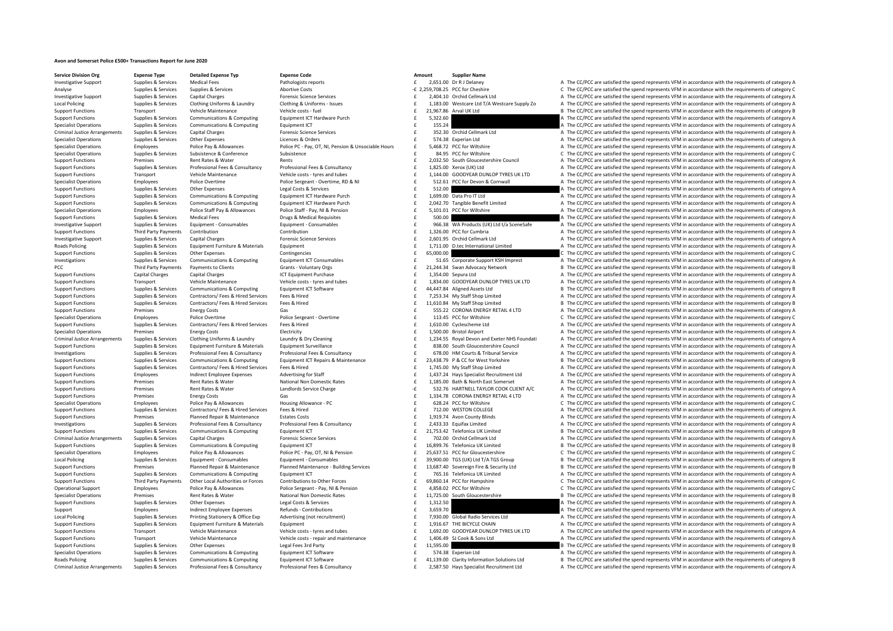# Avon and Somerset Police £500+ Transactions Report for June 2020

| Service Division Org | Expense Type | Detailed Expense Typ | Expense Code | Amount | Supplier Name | |
|---|---|---|---|---|---|---|
| Investigative Support | Supplies & Services | Medical Fees | Pathologists reports | £ 2,651.00 | Dr R J Delaney | A The CC/PCC are satisfied the spend represents VFM in accordance with the requirements of category A |
| Analyse | Supplies & Services | Supplies & Services | Abortive Costs | -£ 2,259,708.25 | PCC for Cheshire | C The CC/PCC are satisfied the spend represents VFM in accordance with the requirements of category C |
| Investigative Support | Supplies & Services | Capital Charges | Forensic Science Services | £ 2,404.10 | Orchid Cellmark Ltd | A The CC/PCC are satisfied the spend represents VFM in accordance with the requirements of category A |
| Local Policing | Supplies & Services | Clothing Uniforms & Laundry | Clothing & Uniforms - Issues | £ 1,183.00 | Westcare Ltd T/A Westcare Supply Zo | A The CC/PCC are satisfied the spend represents VFM in accordance with the requirements of category A |
| Support Functions | Transport | Vehicle Maintenance | Vehicle costs - fuel | £ 21,967.86 | Arval UK Ltd | B The CC/PCC are satisfied the spend represents VFM in accordance with the requirements of category B |
| Support Functions | Supplies & Services | Communications & Computing | Equipment ICT Hardware Purch | £ 5,322.60 | | A The CC/PCC are satisfied the spend represents VFM in accordance with the requirements of category A |
| Specialist Operations | Supplies & Services | Communications & Computing | Equipment ICT | £ 155.24 | | A The CC/PCC are satisfied the spend represents VFM in accordance with the requirements of category A |
| Criminal Justice Arrangements | Supplies & Services | Capital Charges | Forensic Science Services | £ 352.30 | Orchid Cellmark Ltd | A The CC/PCC are satisfied the spend represents VFM in accordance with the requirements of category A |
| Specialist Operations | Supplies & Services | Other Expenses | Licences & Orders | £ 574.38 | Experian Ltd | A The CC/PCC are satisfied the spend represents VFM in accordance with the requirements of category A |
| Specialist Operations | Employees | Police Pay & Allowances | Police PC - Pay, OT, NI, Pension & Unsociable Hours | £ 5,468.72 | PCC for Wiltshire | A The CC/PCC are satisfied the spend represents VFM in accordance with the requirements of category A |
| Specialist Operations | Supplies & Services | Subsistence & Conference | Subsistence | £ 84.95 | PCC for Wiltshire | C The CC/PCC are satisfied the spend represents VFM in accordance with the requirements of category C |
| Support Functions | Premises | Rent Rates & Water | Rents | £ 2,032.50 | South Gloucestershire Council | A The CC/PCC are satisfied the spend represents VFM in accordance with the requirements of category A |
| Support Functions | Supplies & Services | Professional Fees & Consultancy | Professional Fees & Consultancy | £ 1,825.00 | Xerox (UK) Ltd | A The CC/PCC are satisfied the spend represents VFM in accordance with the requirements of category A |
| Support Functions | Transport | Vehicle Maintenance | Vehicle costs - tyres and tubes | £ 1,144.00 | GOODYEAR DUNLOP TYRES UK LTD | A The CC/PCC are satisfied the spend represents VFM in accordance with the requirements of category A |
| Specialist Operations | Employees | Police Overtime | Police Sergeant - Overtime, RD & NI | £ 512.61 | PCC for Devon & Cornwall | A The CC/PCC are satisfied the spend represents VFM in accordance with the requirements of category A |
| Support Functions | Supplies & Services | Other Expenses | Legal Costs & Services | £ 512.00 | | A The CC/PCC are satisfied the spend represents VFM in accordance with the requirements of category A |
| Support Functions | Supplies & Services | Communications & Computing | Equipment ICT Hardware Purch | £ 1,699.00 | Data Pro IT Ltd | A The CC/PCC are satisfied the spend represents VFM in accordance with the requirements of category A |
| Support Functions | Supplies & Services | Communications & Computing | Equipment ICT Hardware Purch | £ 2,042.70 | Tangible Benefit Limited | A The CC/PCC are satisfied the spend represents VFM in accordance with the requirements of category A |
| Specialist Operations | Employees | Police Staff Pay & Allowances | Police Staff - Pay, NI & Pension | £ 5,101.01 | PCC for Wiltshire | A The CC/PCC are satisfied the spend represents VFM in accordance with the requirements of category A |
| Support Functions | Supplies & Services | Medical Fees | Drugs & Medical Requisites | £ 500.00 | | A The CC/PCC are satisfied the spend represents VFM in accordance with the requirements of category A |
| Investigative Support | Supplies & Services | Equipment - Consumables | Equipment - Consumables | £ 966.38 | WA Products (UK) Ltd t/a SceneSafe | A The CC/PCC are satisfied the spend represents VFM in accordance with the requirements of category A |
| Support Functions | Third Party Payments | Contribution | Contribution | £ 1,326.00 | PCC for Cumbria | A The CC/PCC are satisfied the spend represents VFM in accordance with the requirements of category A |
| Investigative Support | Supplies & Services | Capital Charges | Forensic Science Services | £ 2,601.95 | Orchid Cellmark Ltd | A The CC/PCC are satisfied the spend represents VFM in accordance with the requirements of category A |
| Roads Policing | Supplies & Services | Equipment Furniture & Materials | Equipment | £ 1,711.00 | D.tec International Limited | A The CC/PCC are satisfied the spend represents VFM in accordance with the requirements of category A |
| Support Functions | Supplies & Services | Other Expenses | Contingencies | £ 65,000.00 | | C The CC/PCC are satisfied the spend represents VFM in accordance with the requirements of category C |
| Investigations | Supplies & Services | Communications & Computing | Equipment ICT Consumables | £ 51.65 | Corporate Support KSH Imprest | A The CC/PCC are satisfied the spend represents VFM in accordance with the requirements of category A |
| PCC | Third Party Payments | Payments to Clients | Grants - Voluntary Orgs | £ 21,244.34 | Swan Advocacy Network | B The CC/PCC are satisfied the spend represents VFM in accordance with the requirements of category B |
| Support Functions | Capital Charges | Capital Charges | ICT Equipment Purchase | £ 1,354.00 | Sepura Ltd | A The CC/PCC are satisfied the spend represents VFM in accordance with the requirements of category A |
| Support Functions | Transport | Vehicle Maintenance | Vehicle costs - tyres and tubes | £ 1,834.00 | GOODYEAR DUNLOP TYRES UK LTD | A The CC/PCC are satisfied the spend represents VFM in accordance with the requirements of category A |
| Support Functions | Supplies & Services | Communications & Computing | Equipment ICT Software | £ 44,447.84 | Aligned Assets Ltd | B The CC/PCC are satisfied the spend represents VFM in accordance with the requirements of category B |
| Support Functions | Supplies & Services | Contractors/ Fees & Hired Services | Fees & Hired | £ 7,253.34 | My Staff Shop Limited | A The CC/PCC are satisfied the spend represents VFM in accordance with the requirements of category A |
| Support Functions | Supplies & Services | Contractors/ Fees & Hired Services | Fees & Hired | £ 11,610.84 | My Staff Shop Limited | B The CC/PCC are satisfied the spend represents VFM in accordance with the requirements of category B |
| Support Functions | Premises | Energy Costs | Gas | £ 555.22 | CORONA ENERGY RETAIL 4 LTD | A The CC/PCC are satisfied the spend represents VFM in accordance with the requirements of category A |
| Specialist Operations | Employees | Police Overtime | Police Sergeant - Overtime | £ 113.45 | PCC for Wiltshire | C The CC/PCC are satisfied the spend represents VFM in accordance with the requirements of category C |
| Support Functions | Supplies & Services | Contractors/ Fees & Hired Services | Fees & Hired | £ 1,610.00 | Cyclescheme Ltd | A The CC/PCC are satisfied the spend represents VFM in accordance with the requirements of category A |
| Specialist Operations | Premises | Energy Costs | Electricity | £ 1,500.00 | Bristol Airport | A The CC/PCC are satisfied the spend represents VFM in accordance with the requirements of category A |
| Criminal Justice Arrangements | Supplies & Services | Clothing Uniforms & Laundry | Laundry & Dry Cleaning | £ 1,234.55 | Royal Devon and Exeter NHS Foundati | A The CC/PCC are satisfied the spend represents VFM in accordance with the requirements of category A |
| Support Functions | Supplies & Services | Equipment Furniture & Materials | Equipment Surveillance | £ 838.00 | South Gloucestershire Council | A The CC/PCC are satisfied the spend represents VFM in accordance with the requirements of category A |
| Investigations | Supplies & Services | Professional Fees & Consultancy | Professional Fees & Consultancy | £ 678.00 | HM Courts & Tribunal Service | A The CC/PCC are satisfied the spend represents VFM in accordance with the requirements of category A |
| Support Functions | Supplies & Services | Communications & Computing | Equipment ICT Repairs & Maintenance | £ 23,438.79 | P & CC for West Yorkshire | B The CC/PCC are satisfied the spend represents VFM in accordance with the requirements of category B |
| Support Functions | Supplies & Services | Contractors/ Fees & Hired Services | Fees & Hired | £ 1,745.00 | My Staff Shop Limited | A The CC/PCC are satisfied the spend represents VFM in accordance with the requirements of category A |
| Support Functions | Employees | Indirect Employee Expenses | Advertising for Staff | £ 1,437.24 | Hays Specialist Recruitment Ltd | A The CC/PCC are satisfied the spend represents VFM in accordance with the requirements of category A |
| Support Functions | Premises | Rent Rates & Water | National Non Domestic Rates | £ 1,185.00 | Bath & North East Somerset | A The CC/PCC are satisfied the spend represents VFM in accordance with the requirements of category A |
| Support Functions | Premises | Rent Rates & Water | Landlords Service Charge | -£ 532.76 | HARTNELL TAYLOR COOK CLIENT A/C | A The CC/PCC are satisfied the spend represents VFM in accordance with the requirements of category A |
| Support Functions | Premises | Energy Costs | Gas | £ 1,334.78 | CORONA ENERGY RETAIL 4 LTD | A The CC/PCC are satisfied the spend represents VFM in accordance with the requirements of category A |
| Specialist Operations | Employees | Police Pay & Allowances | Housing Allowance - PC | £ 628.24 | PCC for Wiltshire | C The CC/PCC are satisfied the spend represents VFM in accordance with the requirements of category C |
| Support Functions | Supplies & Services | Contractors/ Fees & Hired Services | Fees & Hired | £ 712.00 | WESTON COLLEGE | A The CC/PCC are satisfied the spend represents VFM in accordance with the requirements of category A |
| Support Functions | Premises | Planned Repair & Maintenance | Estates Costs | £ 1,919.74 | Avon County Blinds | A The CC/PCC are satisfied the spend represents VFM in accordance with the requirements of category A |
| Investigations | Supplies & Services | Professional Fees & Consultancy | Professional Fees & Consultancy | £ 2,433.33 | Equifax Limited | A The CC/PCC are satisfied the spend represents VFM in accordance with the requirements of category A |
| Support Functions | Supplies & Services | Communications & Computing | Equipment ICT | £ 21,753.42 | Telefonica UK Limited | B The CC/PCC are satisfied the spend represents VFM in accordance with the requirements of category B |
| Criminal Justice Arrangements | Supplies & Services | Capital Charges | Forensic Science Services | £ 702.00 | Orchid Cellmark Ltd | A The CC/PCC are satisfied the spend represents VFM in accordance with the requirements of category A |
| Support Functions | Supplies & Services | Communications & Computing | Equipment ICT | £ 16,899.76 | Telefonica UK Limited | B The CC/PCC are satisfied the spend represents VFM in accordance with the requirements of category B |
| Specialist Operations | Employees | Police Pay & Allowances | Police PC - Pay, OT, NI & Pension | £ 25,637.51 | PCC for Gloucestershire | C The CC/PCC are satisfied the spend represents VFM in accordance with the requirements of category C |
| Local Policing | Supplies & Services | Equipment - Consumables | Equipment - Consumables | £ 39,900.00 | TGS (UK) Ltd T/A TGS Group | B The CC/PCC are satisfied the spend represents VFM in accordance with the requirements of category B |
| Support Functions | Premises | Planned Repair & Maintenance | Planned Maintenance - Building Services | £ 13,687.40 | Sovereign Fire & Security Ltd | B The CC/PCC are satisfied the spend represents VFM in accordance with the requirements of category B |
| Support Functions | Supplies & Services | Communications & Computing | Equipment ICT | £ 765.16 | Telefonica UK Limited | A The CC/PCC are satisfied the spend represents VFM in accordance with the requirements of category A |
| Support Functions | Third Party Payments | Other Local Authorities or Forces | Contributions to Other Forces | £ 69,860.14 | PCC for Hampshire | C The CC/PCC are satisfied the spend represents VFM in accordance with the requirements of category C |
| Operational Support | Employees | Police Pay & Allowances | Police Sergeant - Pay, NI & Pension | £ 4,858.02 | PCC for Wiltshire | C The CC/PCC are satisfied the spend represents VFM in accordance with the requirements of category C |
| Specialist Operations | Premises | Rent Rates & Water | National Non Domestic Rates | £ 11,725.00 | South Gloucestershire | B The CC/PCC are satisfied the spend represents VFM in accordance with the requirements of category B |
| Support Functions | Supplies & Services | Other Expenses | Legal Costs & Services | £ 1,312.50 | | A The CC/PCC are satisfied the spend represents VFM in accordance with the requirements of category A |
| Support | Employees | Indirect Employee Expenses | Refunds - Contributions | £ 3,659.70 | | A The CC/PCC are satisfied the spend represents VFM in accordance with the requirements of category A |
| Local Policing | Supplies & Services | Printing Stationery & Office Exp | Advertising (not recruitment) | £ 7,930.00 | Global Radio Services Ltd | A The CC/PCC are satisfied the spend represents VFM in accordance with the requirements of category A |
| Support Functions | Supplies & Services | Equipment Furniture & Materials | Equipment | £ 1,916.67 | THE BICYCLE CHAIN | A The CC/PCC are satisfied the spend represents VFM in accordance with the requirements of category A |
| Support Functions | Transport | Vehicle Maintenance | Vehicle costs - tyres and tubes | £ 1,692.00 | GOODYEAR DUNLOP TYRES UK LTD | A The CC/PCC are satisfied the spend represents VFM in accordance with the requirements of category A |
| Support Functions | Transport | Vehicle Maintenance | Vehicle costs - repair and maintenance | £ 1,406.49 | SJ Cook & Sons Ltd | A The CC/PCC are satisfied the spend represents VFM in accordance with the requirements of category A |
| Support Functions | Supplies & Services | Other Expenses | Legal Fees 3rd Party | £ 11,595.00 | | B The CC/PCC are satisfied the spend represents VFM in accordance with the requirements of category B |
| Specialist Operations | Supplies & Services | Communications & Computing | Equipment ICT Software | £ 574.38 | Experian Ltd | A The CC/PCC are satisfied the spend represents VFM in accordance with the requirements of category A |
| Roads Policing | Supplies & Services | Communications & Computing | Equipment ICT Software | £ 41,139.00 | Clarity Information Solutions Ltd | B The CC/PCC are satisfied the spend represents VFM in accordance with the requirements of category B |
| Criminal Justice Arrangements | Supplies & Services | Professional Fees & Consultancy | Professional Fees & Consultancy | £ 2,587.50 | Hays Specialist Recruitment Ltd | A The CC/PCC are satisfied the spend represents VFM in accordance with the requirements of category A |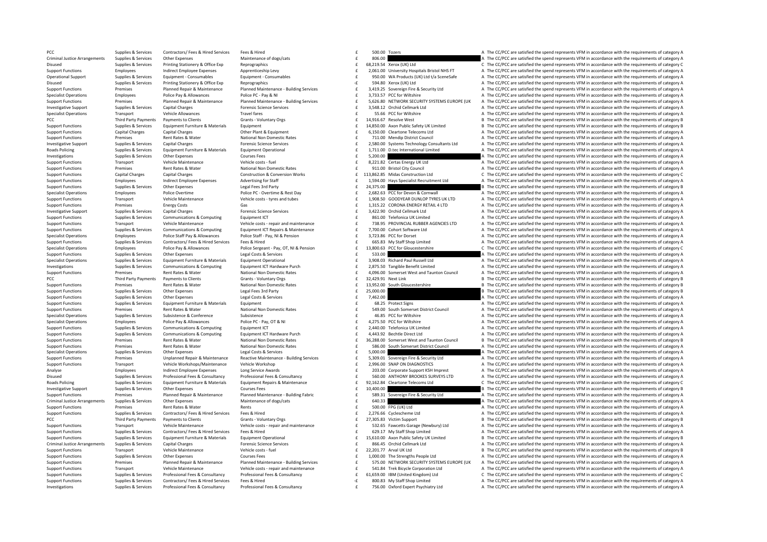| | | | | | | | | |
|---|---|---|---|---|---|---|---|---|
| PCC | Supplies & Services | Contractors/ Fees & Hired Services | Fees & Hired | £ | 500.00 | Tozers | A | The CC/PCC are satisfied the spend represents VFM in accordance with the requirements of category A |
| Criminal Justice Arrangements | Supplies & Services | Other Expenses | Maintenance of dogs/cats | £ | 806.00 | | A | The CC/PCC are satisfied the spend represents VFM in accordance with the requirements of category A |
| Disused | Supplies & Services | Printing Stationery & Office Exp | Reprographics | £ | 68,219.54 | Xerox (UK) Ltd | C | The CC/PCC are satisfied the spend represents VFM in accordance with the requirements of category C |
| Support Functions | Employees | Indirect Employee Expenses | Apprenticeship Levy | £ | 2,061.00 | University Hospitals Bristol NHS FT | A | The CC/PCC are satisfied the spend represents VFM in accordance with the requirements of category A |
| Operational Support | Supplies & Services | Equipment - Consumables | Equipment - Consumables | £ | 950.00 | WA Products (UK) Ltd t/a SceneSafe | A | The CC/PCC are satisfied the spend represents VFM in accordance with the requirements of category A |
| Disused | Supplies & Services | Printing Stationery & Office Exp | Reprographics | -£ | 594.80 | Xerox (UK) Ltd | A | The CC/PCC are satisfied the spend represents VFM in accordance with the requirements of category A |
| Support Functions | Premises | Planned Repair & Maintenance | Planned Maintenance - Building Services | £ | 3,419.25 | Sovereign Fire & Security Ltd | A | The CC/PCC are satisfied the spend represents VFM in accordance with the requirements of category A |
| Specialist Operations | Employees | Police Pay & Allowances | Police PC - Pay & NI | £ | 3,733.57 | PCC for Wiltshire | A | The CC/PCC are satisfied the spend represents VFM in accordance with the requirements of category A |
| Support Functions | Premises | Planned Repair & Maintenance | Planned Maintenance - Building Services | £ | 5,626.80 | NETWORK SECURITY SYSTEMS EUROPE (UK | A | The CC/PCC are satisfied the spend represents VFM in accordance with the requirements of category A |
| Investigative Support | Supplies & Services | Capital Charges | Forensic Science Services | £ | 3,548.12 | Orchid Cellmark Ltd | A | The CC/PCC are satisfied the spend represents VFM in accordance with the requirements of category A |
| Specialist Operations | Transport | Vehicle Allowances | Travel fares | £ | 55.66 | PCC for Wiltshire | A | The CC/PCC are satisfied the spend represents VFM in accordance with the requirements of category A |
| PCC | Third Party Payments | Payments to Clients | Grants - Voluntary Orgs | £ | 14,916.67 | Resolve West | B | The CC/PCC are satisfied the spend represents VFM in accordance with the requirements of category B |
| Support Functions | Supplies & Services | Equipment Furniture & Materials | Equipment | £ | 14,850.00 | Axon Public Safety UK Limited | B | The CC/PCC are satisfied the spend represents VFM in accordance with the requirements of category B |
| Support Functions | Capital Charges | Capital Charges | Other Plant & Equipment | £ | 6,150.00 | Cleartone Telecoms Ltd | A | The CC/PCC are satisfied the spend represents VFM in accordance with the requirements of category A |
| Support Functions | Premises | Rent Rates & Water | National Non Domestic Rates | £ | 711.00 | Mendip District Council | A | The CC/PCC are satisfied the spend represents VFM in accordance with the requirements of category A |
| Investigative Support | Supplies & Services | Capital Charges | Forensic Science Services | £ | 2,580.00 | Systems Technology Consultants Ltd | A | The CC/PCC are satisfied the spend represents VFM in accordance with the requirements of category A |
| Roads Policing | Supplies & Services | Equipment Furniture & Materials | Equipment Operational | £ | 1,711.00 | D.tec International Limited | A | The CC/PCC are satisfied the spend represents VFM in accordance with the requirements of category A |
| Investigations | Supplies & Services | Other Expenses | Courses Fees | £ | 5,200.00 | | A | The CC/PCC are satisfied the spend represents VFM in accordance with the requirements of category A |
| Support Functions | Transport | Vehicle Maintenance | Vehicle costs - fuel | £ | 8,221.82 | Certas Energy UK Ltd | A | The CC/PCC are satisfied the spend represents VFM in accordance with the requirements of category A |
| Support Functions | Premises | Rent Rates & Water | National Non Domestic Rates | £ | 911.00 | Bristol City Council | A | The CC/PCC are satisfied the spend represents VFM in accordance with the requirements of category A |
| Support Functions | Capital Charges | Capital Charges | Construction & Conversion Works | £ | 113,862.85 | Midas Construction Ltd | C | The CC/PCC are satisfied the spend represents VFM in accordance with the requirements of category C |
| Support Functions | Employees | Indirect Employee Expenses | Advertising for Staff | £ | 1,594.00 | Hays Specialist Recruitment Ltd | A | The CC/PCC are satisfied the spend represents VFM in accordance with the requirements of category A |
| Support Functions | Supplies & Services | Other Expenses | Legal Fees 3rd Party | £ | 24,375.00 | | B | The CC/PCC are satisfied the spend represents VFM in accordance with the requirements of category B |
| Specialist Operations | Employees | Police Overtime | Police PC - Overtime & Rest Day | £ | 2,682.63 | PCC for Devon & Cornwall | A | The CC/PCC are satisfied the spend represents VFM in accordance with the requirements of category A |
| Support Functions | Transport | Vehicle Maintenance | Vehicle costs - tyres and tubes | £ | 1,908.50 | GOODYEAR DUNLOP TYRES UK LTD | A | The CC/PCC are satisfied the spend represents VFM in accordance with the requirements of category A |
| Support Functions | Premises | Energy Costs | Gas | £ | 1,315.22 | CORONA ENERGY RETAIL 4 LTD | A | The CC/PCC are satisfied the spend represents VFM in accordance with the requirements of category A |
| Investigative Support | Supplies & Services | Capital Charges | Forensic Science Services | £ | 3,422.90 | Orchid Cellmark Ltd | A | The CC/PCC are satisfied the spend represents VFM in accordance with the requirements of category A |
| Support Functions | Supplies & Services | Communications & Computing | Equipment ICT | £ | 861.00 | Telefonica UK Limited | A | The CC/PCC are satisfied the spend represents VFM in accordance with the requirements of category A |
| Support Functions | Transport | Vehicle Maintenance | Vehicle costs - repair and maintenance | £ | 738.95 | PROVINCIAL RUBBER AGENCIES LTD | A | The CC/PCC are satisfied the spend represents VFM in accordance with the requirements of category A |
| Support Functions | Supplies & Services | Communications & Computing | Equipment ICT Repairs & Maintenance | £ | 7,700.00 | Cohort Software Ltd | A | The CC/PCC are satisfied the spend represents VFM in accordance with the requirements of category A |
| Specialist Operations | Employees | Police Staff Pay & Allowances | Police Staff - Pay, NI & Pension | £ | 3,723.86 | PCC for Dorset | A | The CC/PCC are satisfied the spend represents VFM in accordance with the requirements of category A |
| Support Functions | Supplies & Services | Contractors/ Fees & Hired Services | Fees & Hired | £ | 665.83 | My Staff Shop Limited | A | The CC/PCC are satisfied the spend represents VFM in accordance with the requirements of category A |
| Specialist Operations | Employees | Police Pay & Allowances | Police Sergeant - Pay, OT, NI & Pension | £ | 13,800.63 | PCC for Gloucestershire | C | The CC/PCC are satisfied the spend represents VFM in accordance with the requirements of category C |
| Support Functions | Supplies & Services | Other Expenses | Legal Costs & Services | £ | 533.00 | | A | The CC/PCC are satisfied the spend represents VFM in accordance with the requirements of category A |
| Specialist Operations | Supplies & Services | Equipment Furniture & Materials | Equipment Operational | £ | 3,908.03 | Richard Paul Russell Ltd | A | The CC/PCC are satisfied the spend represents VFM in accordance with the requirements of category A |
| Investigations | Supplies & Services | Communications & Computing | Equipment ICT Hardware Purch | £ | 2,875.50 | Tangible Benefit Limited | A | The CC/PCC are satisfied the spend represents VFM in accordance with the requirements of category A |
| Support Functions | Premises | Rent Rates & Water | National Non Domestic Rates | £ | 4,096.00 | Somerset West and Taunton Council | A | The CC/PCC are satisfied the spend represents VFM in accordance with the requirements of category A |
| PCC | Third Party Payments | Payments to Clients | Grants - Voluntary Orgs | £ | 32,429.91 | Next Link | B | The CC/PCC are satisfied the spend represents VFM in accordance with the requirements of category B |
| Support Functions | Premises | Rent Rates & Water | National Non Domestic Rates | £ | 13,952.00 | South Gloucestershire | B | The CC/PCC are satisfied the spend represents VFM in accordance with the requirements of category B |
| Support Functions | Supplies & Services | Other Expenses | Legal Fees 3rd Party | £ | 25,000.00 | | B | The CC/PCC are satisfied the spend represents VFM in accordance with the requirements of category B |
| Support Functions | Supplies & Services | Other Expenses | Legal Costs & Services | £ | 7,462.00 | | A | The CC/PCC are satisfied the spend represents VFM in accordance with the requirements of category A |
| Support Functions | Supplies & Services | Equipment Furniture & Materials | Equipment | £ | 68.25 | Protect Signs | A | The CC/PCC are satisfied the spend represents VFM in accordance with the requirements of category A |
| Support Functions | Premises | Rent Rates & Water | National Non Domestic Rates | £ | 549.00 | South Somerset District Council | A | The CC/PCC are satisfied the spend represents VFM in accordance with the requirements of category A |
| Specialist Operations | Supplies & Services | Subsistence & Conference | Subsistence | £ | 46.85 | PCC for Wiltshire | A | The CC/PCC are satisfied the spend represents VFM in accordance with the requirements of category A |
| Specialist Operations | Employees | Police Pay & Allowances | Police PC - Pay, OT & NI | £ | 4,275.50 | PCC for Wiltshire | A | The CC/PCC are satisfied the spend represents VFM in accordance with the requirements of category A |
| Support Functions | Supplies & Services | Communications & Computing | Equipment ICT | £ | 2,440.00 | Telefonica UK Limited | A | The CC/PCC are satisfied the spend represents VFM in accordance with the requirements of category A |
| Support Functions | Supplies & Services | Communications & Computing | Equipment ICT Hardware Purch | £ | 4,443.92 | Bechtle Direct Ltd | A | The CC/PCC are satisfied the spend represents VFM in accordance with the requirements of category A |
| Support Functions | Premises | Rent Rates & Water | National Non Domestic Rates | £ | 36,288.00 | Somerset West and Taunton Council | B | The CC/PCC are satisfied the spend represents VFM in accordance with the requirements of category B |
| Support Functions | Premises | Rent Rates & Water | National Non Domestic Rates | £ | 586.00 | South Somerset District Council | A | The CC/PCC are satisfied the spend represents VFM in accordance with the requirements of category A |
| Specialist Operations | Supplies & Services | Other Expenses | Legal Costs & Services | £ | 5,000.00 | | A | The CC/PCC are satisfied the spend represents VFM in accordance with the requirements of category A |
| Support Functions | Premises | Unplanned Repair & Maintenance | Reactive Maintenance - Building Services | £ | 5,309.01 | Sovereign Fire & Security Ltd | A | The CC/PCC are satisfied the spend represents VFM in accordance with the requirements of category A |
| Support Functions | Transport | Vehicle Workshops/Maintenance | Vehicle Workshop | £ | 2,996.00 | SNAP ON DIAGNOSTICS | A | The CC/PCC are satisfied the spend represents VFM in accordance with the requirements of category A |
| Analyse | Employees | Indirect Employee Expenses | Long Service Awards | £ | 203.00 | Corporate Support KSH Imprest | A | The CC/PCC are satisfied the spend represents VFM in accordance with the requirements of category A |
| Disused | Supplies & Services | Professional Fees & Consultancy | Professional Fees & Consultancy | £ | 560.00 | ANTHONY BROOKES SURVEYS LTD | A | The CC/PCC are satisfied the spend represents VFM in accordance with the requirements of category A |
| Roads Policing | Supplies & Services | Equipment Furniture & Materials | Equipment Repairs & Maintenance | £ | 92,162.84 | Cleartone Telecoms Ltd | C | The CC/PCC are satisfied the spend represents VFM in accordance with the requirements of category C |
| Investigative Support | Supplies & Services | Other Expenses | Courses Fees | £ | 10,400.00 | | B | The CC/PCC are satisfied the spend represents VFM in accordance with the requirements of category B |
| Support Functions | Premises | Planned Repair & Maintenance | Planned Maintenance - Building Fabric | £ | 589.31 | Sovereign Fire & Security Ltd | A | The CC/PCC are satisfied the spend represents VFM in accordance with the requirements of category A |
| Criminal Justice Arrangements | Supplies & Services | Other Expenses | Maintenance of dogs/cats | £ | 640.33 | | A | The CC/PCC are satisfied the spend represents VFM in accordance with the requirements of category A |
| Support Functions | Premises | Rent Rates & Water | Rents | £ | 500.00 | FPG (UK) Ltd | A | The CC/PCC are satisfied the spend represents VFM in accordance with the requirements of category A |
| Support Functions | Supplies & Services | Contractors/ Fees & Hired Services | Fees & Hired | £ | 2,276.66 | Cyclescheme Ltd | A | The CC/PCC are satisfied the spend represents VFM in accordance with the requirements of category A |
| PCC | Third Party Payments | Payments to Clients | Grants - Voluntary Orgs | £ | 27,305.83 | Victim Support | B | The CC/PCC are satisfied the spend represents VFM in accordance with the requirements of category B |
| Support Functions | Transport | Vehicle Maintenance | Vehicle costs - repair and maintenance | £ | 532.65 | Fawcetts Garage (Newbury) Ltd | A | The CC/PCC are satisfied the spend represents VFM in accordance with the requirements of category A |
| Support Functions | Supplies & Services | Contractors/ Fees & Hired Services | Fees & Hired | £ | 629.17 | My Staff Shop Limited | A | The CC/PCC are satisfied the spend represents VFM in accordance with the requirements of category A |
| Support Functions | Supplies & Services | Equipment Furniture & Materials | Equipment Operational | £ | 15,610.00 | Axon Public Safety UK Limited | B | The CC/PCC are satisfied the spend represents VFM in accordance with the requirements of category B |
| Criminal Justice Arrangements | Supplies & Services | Capital Charges | Forensic Science Services | £ | 866.45 | Orchid Cellmark Ltd | A | The CC/PCC are satisfied the spend represents VFM in accordance with the requirements of category A |
| Support Functions | Transport | Vehicle Maintenance | Vehicle costs - fuel | £ | 22,201.77 | Arval UK Ltd | B | The CC/PCC are satisfied the spend represents VFM in accordance with the requirements of category B |
| Support Functions | Supplies & Services | Other Expenses | Courses Fees | £ | 1,000.00 | The Strengths People Ltd | A | The CC/PCC are satisfied the spend represents VFM in accordance with the requirements of category A |
| Support Functions | Premises | Planned Repair & Maintenance | Planned Maintenance - Building Services | £ | 575.00 | NETWORK SECURITY SYSTEMS EUROPE (UK | A | The CC/PCC are satisfied the spend represents VFM in accordance with the requirements of category A |
| Support Functions | Transport | Vehicle Maintenance | Vehicle costs - repair and maintenance | £ | 541.84 | Trek Bicycle Corporation Ltd | A | The CC/PCC are satisfied the spend represents VFM in accordance with the requirements of category A |
| Support Functions | Supplies & Services | Professional Fees & Consultancy | Professional Fees & Consultancy | £ | 61,659.00 | IBM (United Kingdom) Ltd | C | The CC/PCC are satisfied the spend represents VFM in accordance with the requirements of category C |
| Support Functions | Supplies & Services | Contractors/ Fees & Hired Services | Fees & Hired | -£ | 800.83 | My Staff Shop Limited | A | The CC/PCC are satisfied the spend represents VFM in accordance with the requirements of category A |
| Investigations | Supplies & Services | Professional Fees & Consultancy | Professional Fees & Consultancy | £ | 756.00 | Oxford Expert Psychiatry Ltd | A | The CC/PCC are satisfied the spend represents VFM in accordance with the requirements of category A |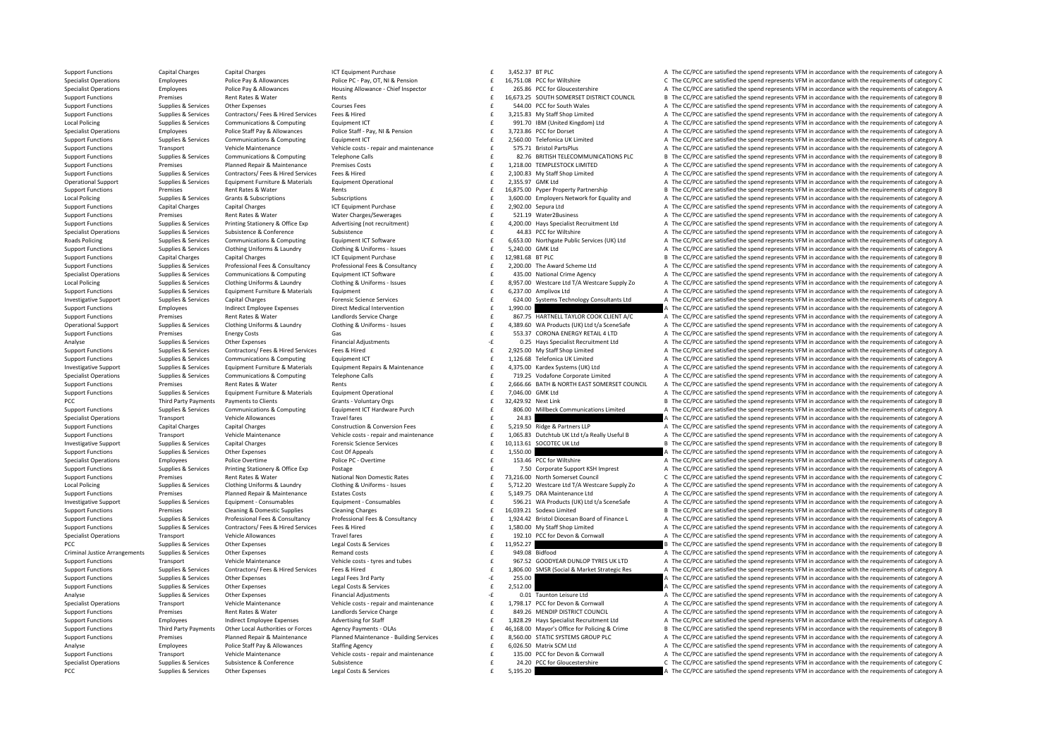| | | | | | | | | |
|---|---|---|---|---|---|---|---|---|
| Support Functions | Capital Charges | Capital Charges | ICT Equipment Purchase | £ | 3,452.37 | BT PLC | A | The CC/PCC are satisfied the spend represents VFM in accordance with the requirements of category A |
| Specialist Operations | Employees | Police Pay & Allowances | Police PC - Pay, OT, NI & Pension | £ | 16,751.08 | PCC for Wiltshire | C | The CC/PCC are satisfied the spend represents VFM in accordance with the requirements of category C |
| Specialist Operations | Employees | Police Pay & Allowances | Housing Allowance - Chief Inspector | £ | 265.86 | PCC for Gloucestershire | A | The CC/PCC are satisfied the spend represents VFM in accordance with the requirements of category A |
| Support Functions | Premises | Rent Rates & Water | Rents | £ | 16,673.25 | SOUTH SOMERSET DISTRICT COUNCIL | B | The CC/PCC are satisfied the spend represents VFM in accordance with the requirements of category B |
| Support Functions | Supplies & Services | Other Expenses | Courses Fees | £ | 544.00 | PCC for South Wales | A | The CC/PCC are satisfied the spend represents VFM in accordance with the requirements of category A |
| Support Functions | Supplies & Services | Contractors/ Fees & Hired Services | Fees & Hired | £ | 3,215.83 | My Staff Shop Limited | A | The CC/PCC are satisfied the spend represents VFM in accordance with the requirements of category A |
| Local Policing | Supplies & Services | Communications & Computing | Equipment ICT | £ | 991.70 | IBM (United Kingdom) Ltd | A | The CC/PCC are satisfied the spend represents VFM in accordance with the requirements of category A |
| Specialist Operations | Employees | Police Staff Pay & Allowances | Police Staff - Pay, NI & Pension | £ | 3,723.86 | PCC for Dorset | A | The CC/PCC are satisfied the spend represents VFM in accordance with the requirements of category A |
| Support Functions | Supplies & Services | Communications & Computing | Equipment ICT | £ | 2,560.00 | Telefonica UK Limited | A | The CC/PCC are satisfied the spend represents VFM in accordance with the requirements of category A |
| Support Functions | Transport | Vehicle Maintenance | Vehicle costs - repair and maintenance | £ | 575.71 | Bristol PartsPlus | A | The CC/PCC are satisfied the spend represents VFM in accordance with the requirements of category A |
| Support Functions | Supplies & Services | Communications & Computing | Telephone Calls | £ | 82.76 | BRITISH TELECOMMUNICATIONS PLC | B | The CC/PCC are satisfied the spend represents VFM in accordance with the requirements of category B |
| Support Functions | Premises | Planned Repair & Maintenance | Premises Costs | £ | 1,218.00 | TEMPLESTOCK LIMITED | A | The CC/PCC are satisfied the spend represents VFM in accordance with the requirements of category A |
| Support Functions | Supplies & Services | Contractors/ Fees & Hired Services | Fees & Hired | £ | 2,100.83 | My Staff Shop Limited | A | The CC/PCC are satisfied the spend represents VFM in accordance with the requirements of category A |
| Operational Support | Supplies & Services | Equipment Furniture & Materials | Equipment Operational | £ | 2,355.97 | GMK Ltd | A | The CC/PCC are satisfied the spend represents VFM in accordance with the requirements of category A |
| Support Functions | Premises | Rent Rates & Water | Rents | £ | 16,875.00 | Pyper Property Partnership | B | The CC/PCC are satisfied the spend represents VFM in accordance with the requirements of category B |
| Local Policing | Supplies & Services | Grants & Subscriptions | Subscriptions | £ | 3,600.00 | Employers Network for Equality and | A | The CC/PCC are satisfied the spend represents VFM in accordance with the requirements of category A |
| Support Functions | Capital Charges | Capital Charges | ICT Equipment Purchase | £ | 2,902.00 | Sepura Ltd | A | The CC/PCC are satisfied the spend represents VFM in accordance with the requirements of category A |
| Support Functions | Premises | Rent Rates & Water | Water Charges/Sewerages | £ | 521.19 | Water2Business | A | The CC/PCC are satisfied the spend represents VFM in accordance with the requirements of category A |
| Support Functions | Supplies & Services | Printing Stationery & Office Exp | Advertising (not recruitment) | £ | 4,200.00 | Hays Specialist Recruitment Ltd | A | The CC/PCC are satisfied the spend represents VFM in accordance with the requirements of category A |
| Specialist Operations | Supplies & Services | Subsistence & Conference | Subsistence | £ | 44.83 | PCC for Wiltshire | A | The CC/PCC are satisfied the spend represents VFM in accordance with the requirements of category A |
| Roads Policing | Supplies & Services | Communications & Computing | Equipment ICT Software | £ | 6,653.00 | Northgate Public Services (UK) Ltd | A | The CC/PCC are satisfied the spend represents VFM in accordance with the requirements of category A |
| Support Functions | Supplies & Services | Clothing Uniforms & Laundry | Clothing & Uniforms - Issues | £ | 5,240.00 | GMK Ltd | A | The CC/PCC are satisfied the spend represents VFM in accordance with the requirements of category A |
| Support Functions | Capital Charges | Capital Charges | ICT Equipment Purchase | £ | 12,981.68 | BT PLC | B | The CC/PCC are satisfied the spend represents VFM in accordance with the requirements of category B |
| Support Functions | Supplies & Services | Professional Fees & Consultancy | Professional Fees & Consultancy | £ | 2,200.00 | The Award Scheme Ltd | A | The CC/PCC are satisfied the spend represents VFM in accordance with the requirements of category A |
| Specialist Operations | Supplies & Services | Communications & Computing | Equipment ICT Software | £ | 435.00 | National Crime Agency | A | The CC/PCC are satisfied the spend represents VFM in accordance with the requirements of category A |
| Local Policing | Supplies & Services | Clothing Uniforms & Laundry | Clothing & Uniforms - Issues | £ | 8,957.00 | Westcare Ltd T/A Westcare Supply Zo | A | The CC/PCC are satisfied the spend represents VFM in accordance with the requirements of category A |
| Support Functions | Supplies & Services | Equipment Furniture & Materials | Equipment | £ | 6,237.00 | Amplivox Ltd | A | The CC/PCC are satisfied the spend represents VFM in accordance with the requirements of category A |
| Investigative Support | Supplies & Services | Capital Charges | Forensic Science Services | £ | 624.00 | Systems Technology Consultants Ltd | A | The CC/PCC are satisfied the spend represents VFM in accordance with the requirements of category A |
| Support Functions | Employees | Indirect Employee Expenses | Direct Medical Intervention | £ | 1,990.00 | | A | The CC/PCC are satisfied the spend represents VFM in accordance with the requirements of category A |
| Support Functions | Premises | Rent Rates & Water | Landlords Service Charge | £ | 867.75 | HARTNELL TAYLOR COOK CLIENT A/C | A | The CC/PCC are satisfied the spend represents VFM in accordance with the requirements of category A |
| Operational Support | Supplies & Services | Clothing Uniforms & Laundry | Clothing & Uniforms - Issues | £ | 4,389.60 | WA Products (UK) Ltd t/a SceneSafe | A | The CC/PCC are satisfied the spend represents VFM in accordance with the requirements of category A |
| Support Functions | Premises | Energy Costs | Gas | £ | 553.37 | CORONA ENERGY RETAIL 4 LTD | A | The CC/PCC are satisfied the spend represents VFM in accordance with the requirements of category A |
| Analyse | Supplies & Services | Other Expenses | Financial Adjustments | -£ | 0.25 | Hays Specialist Recruitment Ltd | A | The CC/PCC are satisfied the spend represents VFM in accordance with the requirements of category A |
| Support Functions | Supplies & Services | Contractors/ Fees & Hired Services | Fees & Hired | £ | 2,925.00 | My Staff Shop Limited | A | The CC/PCC are satisfied the spend represents VFM in accordance with the requirements of category A |
| Support Functions | Supplies & Services | Communications & Computing | Equipment ICT | £ | 1,126.68 | Telefonica UK Limited | A | The CC/PCC are satisfied the spend represents VFM in accordance with the requirements of category A |
| Investigative Support | Supplies & Services | Equipment Furniture & Materials | Equipment Repairs & Maintenance | £ | 4,375.00 | Kardex Systems (UK) Ltd | A | The CC/PCC are satisfied the spend represents VFM in accordance with the requirements of category A |
| Specialist Operations | Supplies & Services | Communications & Computing | Telephone Calls | £ | 719.25 | Vodafone Corporate Limited | A | The CC/PCC are satisfied the spend represents VFM in accordance with the requirements of category A |
| Support Functions | Premises | Rent Rates & Water | Rents | £ | 2,666.66 | BATH & NORTH EAST SOMERSET COUNCIL | A | The CC/PCC are satisfied the spend represents VFM in accordance with the requirements of category A |
| Support Functions | Supplies & Services | Equipment Furniture & Materials | Equipment Operational | £ | 7,046.00 | GMK Ltd | A | The CC/PCC are satisfied the spend represents VFM in accordance with the requirements of category A |
| PCC | Third Party Payments | Payments to Clients | Grants - Voluntary Orgs | £ | 32,429.92 | Next Link | B | The CC/PCC are satisfied the spend represents VFM in accordance with the requirements of category B |
| Support Functions | Supplies & Services | Communications & Computing | Equipment ICT Hardware Purch | £ | 806.00 | Millbeck Communications Limited | A | The CC/PCC are satisfied the spend represents VFM in accordance with the requirements of category A |
| Specialist Operations | Transport | Vehicle Allowances | Travel fares | £ | 24.83 | | A | The CC/PCC are satisfied the spend represents VFM in accordance with the requirements of category A |
| Support Functions | Capital Charges | Capital Charges | Construction & Conversion Fees | £ | 5,219.50 | Ridge & Partners LLP | A | The CC/PCC are satisfied the spend represents VFM in accordance with the requirements of category A |
| Support Functions | Transport | Vehicle Maintenance | Vehicle costs - repair and maintenance | £ | 1,065.83 | Dutchtub UK Ltd t/a Really Useful B | A | The CC/PCC are satisfied the spend represents VFM in accordance with the requirements of category A |
| Investigative Support | Supplies & Services | Capital Charges | Forensic Science Services | £ | 10,113.61 | SOCOTEC UK Ltd | B | The CC/PCC are satisfied the spend represents VFM in accordance with the requirements of category B |
| Support Functions | Supplies & Services | Other Expenses | Cost Of Appeals | £ | 1,550.00 | | A | The CC/PCC are satisfied the spend represents VFM in accordance with the requirements of category A |
| Specialist Operations | Employees | Police Overtime | Police PC - Overtime | £ | 153.46 | PCC for Wiltshire | A | The CC/PCC are satisfied the spend represents VFM in accordance with the requirements of category A |
| Support Functions | Supplies & Services | Printing Stationery & Office Exp | Postage | £ | 7.50 | Corporate Support KSH Imprest | A | The CC/PCC are satisfied the spend represents VFM in accordance with the requirements of category A |
| Support Functions | Premises | Rent Rates & Water | National Non Domestic Rates | £ | 73,216.00 | North Somerset Council | C | The CC/PCC are satisfied the spend represents VFM in accordance with the requirements of category C |
| Local Policing | Supplies & Services | Clothing Uniforms & Laundry | Clothing & Uniforms - Issues | £ | 5,712.20 | Westcare Ltd T/A Westcare Supply Zo | A | The CC/PCC are satisfied the spend represents VFM in accordance with the requirements of category A |
| Support Functions | Premises | Planned Repair & Maintenance | Estates Costs | £ | 5,149.75 | DRA Maintenance Ltd | A | The CC/PCC are satisfied the spend represents VFM in accordance with the requirements of category A |
| Investigative Support | Supplies & Services | Equipment - Consumables | Equipment - Consumables | £ | 596.21 | WA Products (UK) Ltd t/a SceneSafe | A | The CC/PCC are satisfied the spend represents VFM in accordance with the requirements of category A |
| Support Functions | Premises | Cleaning & Domestic Supplies | Cleaning Charges | £ | 16,039.21 | Sodexo Limited | B | The CC/PCC are satisfied the spend represents VFM in accordance with the requirements of category B |
| Support Functions | Supplies & Services | Professional Fees & Consultancy | Professional Fees & Consultancy | £ | 1,924.42 | Bristol Diocesan Board of Finance L | A | The CC/PCC are satisfied the spend represents VFM in accordance with the requirements of category A |
| Support Functions | Supplies & Services | Contractors/ Fees & Hired Services | Fees & Hired | £ | 1,580.00 | My Staff Shop Limited | A | The CC/PCC are satisfied the spend represents VFM in accordance with the requirements of category A |
| Specialist Operations | Transport | Vehicle Allowances | Travel fares | £ | 192.10 | PCC for Devon & Cornwall | A | The CC/PCC are satisfied the spend represents VFM in accordance with the requirements of category A |
| PCC | Supplies & Services | Other Expenses | Legal Costs & Services | £ | 11,952.27 | | B | The CC/PCC are satisfied the spend represents VFM in accordance with the requirements of category B |
| Criminal Justice Arrangements | Supplies & Services | Other Expenses | Remand costs | £ | 949.08 | Bidfood | A | The CC/PCC are satisfied the spend represents VFM in accordance with the requirements of category A |
| Support Functions | Transport | Vehicle Maintenance | Vehicle costs - tyres and tubes | £ | 967.52 | GOODYEAR DUNLOP TYRES UK LTD | A | The CC/PCC are satisfied the spend represents VFM in accordance with the requirements of category A |
| Support Functions | Supplies & Services | Contractors/ Fees & Hired Services | Fees & Hired | £ | 1,806.00 | SMSR (Social & Market Strategic Res | A | The CC/PCC are satisfied the spend represents VFM in accordance with the requirements of category A |
| Support Functions | Supplies & Services | Other Expenses | Legal Fees 3rd Party | -£ | 255.00 | | A | The CC/PCC are satisfied the spend represents VFM in accordance with the requirements of category A |
| Support Functions | Supplies & Services | Other Expenses | Legal Costs & Services | £ | 2,512.00 | | A | The CC/PCC are satisfied the spend represents VFM in accordance with the requirements of category A |
| Analyse | Supplies & Services | Other Expenses | Financial Adjustments | -£ | 0.01 | Taunton Leisure Ltd | A | The CC/PCC are satisfied the spend represents VFM in accordance with the requirements of category A |
| Specialist Operations | Transport | Vehicle Maintenance | Vehicle costs - repair and maintenance | £ | 1,798.17 | PCC for Devon & Cornwall | A | The CC/PCC are satisfied the spend represents VFM in accordance with the requirements of category A |
| Support Functions | Premises | Rent Rates & Water | Landlords Service Charge | £ | 849.26 | MENDIP DISTRICT COUNCIL | A | The CC/PCC are satisfied the spend represents VFM in accordance with the requirements of category A |
| Support Functions | Employees | Indirect Employee Expenses | Advertising for Staff | £ | 1,828.29 | Hays Specialist Recruitment Ltd | A | The CC/PCC are satisfied the spend represents VFM in accordance with the requirements of category A |
| Support Functions | Third Party Payments | Other Local Authorities or Forces | Agency Payments - OLAs | £ | 46,168.00 | Mayor's Office for Policing & Crime | B | The CC/PCC are satisfied the spend represents VFM in accordance with the requirements of category B |
| Support Functions | Premises | Planned Repair & Maintenance | Planned Maintenance - Building Services | £ | 8,560.00 | STATIC SYSTEMS GROUP PLC | A | The CC/PCC are satisfied the spend represents VFM in accordance with the requirements of category A |
| Analyse | Employees | Police Staff Pay & Allowances | Staffing Agency | £ | 6,026.50 | Matrix SCM Ltd | A | The CC/PCC are satisfied the spend represents VFM in accordance with the requirements of category A |
| Support Functions | Transport | Vehicle Maintenance | Vehicle costs - repair and maintenance | £ | 135.00 | PCC for Devon & Cornwall | A | The CC/PCC are satisfied the spend represents VFM in accordance with the requirements of category A |
| Specialist Operations | Supplies & Services | Subsistence & Conference | Subsistence | £ | 24.20 | PCC for Gloucestershire | C | The CC/PCC are satisfied the spend represents VFM in accordance with the requirements of category C |
| PCC | Supplies & Services | Other Expenses | Legal Costs & Services | £ | 5,195.20 | | A | The CC/PCC are satisfied the spend represents VFM in accordance with the requirements of category A |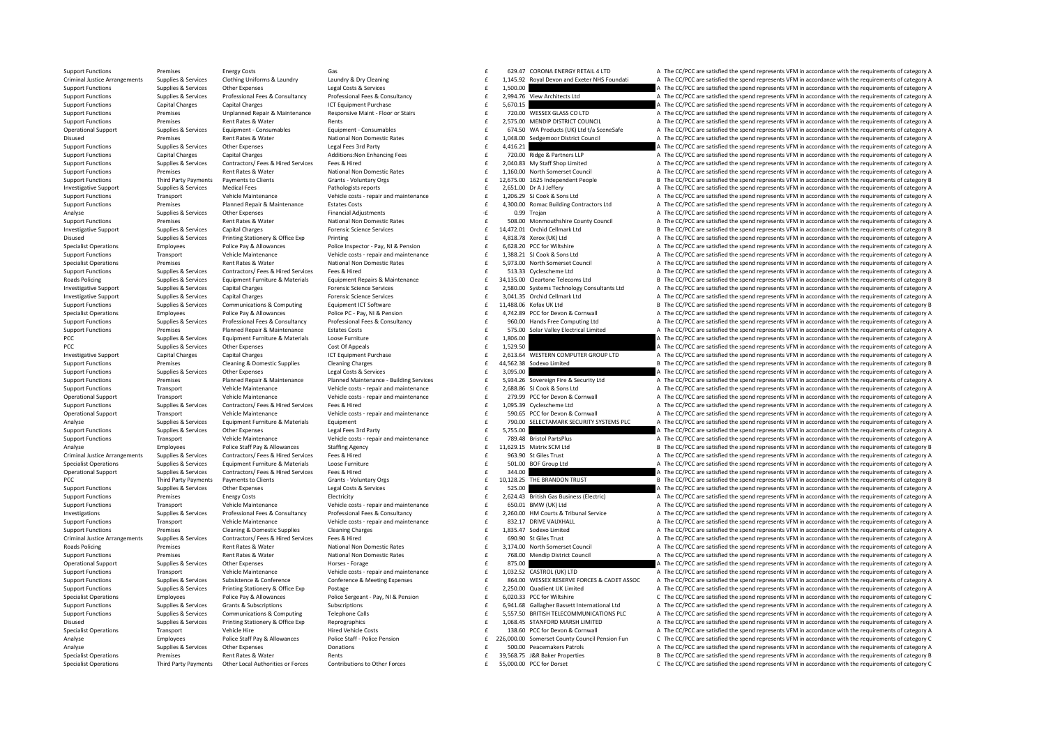| | | | | | | | |
|---|---|---|---|---|---|---|---|
| Support Functions | Premises | Energy Costs | Gas | £ | 629.47 | CORONA ENERGY RETAIL 4 LTD | A The CC/PCC are satisfied the spend represents VFM in accordance with the requirements of category A |
| Criminal Justice Arrangements | Supplies & Services | Clothing Uniforms & Laundry | Laundry & Dry Cleaning | £ | 1,145.92 | Royal Devon and Exeter NHS Foundati | A The CC/PCC are satisfied the spend represents VFM in accordance with the requirements of category A |
| Support Functions | Supplies & Services | Other Expenses | Legal Costs & Services | £ | 1,500.00 | | A The CC/PCC are satisfied the spend represents VFM in accordance with the requirements of category A |
| Support Functions | Supplies & Services | Professional Fees & Consultancy | Professional Fees & Consultancy | £ | 2,994.76 | View Architects Ltd | A The CC/PCC are satisfied the spend represents VFM in accordance with the requirements of category A |
| Support Functions | Capital Charges | Capital Charges | ICT Equipment Purchase | £ | 5,670.15 | | A The CC/PCC are satisfied the spend represents VFM in accordance with the requirements of category A |
| Support Functions | Premises | Unplanned Repair & Maintenance | Responsive Maint - Floor or Stairs | £ | 720.00 | WESSEX GLASS CO LTD | A The CC/PCC are satisfied the spend represents VFM in accordance with the requirements of category A |
| Support Functions | Premises | Rent Rates & Water | Rents | £ | 2,575.00 | MENDIP DISTRICT COUNCIL | A The CC/PCC are satisfied the spend represents VFM in accordance with the requirements of category A |
| Operational Support | Supplies & Services | Equipment - Consumables | Equipment - Consumables | £ | 674.50 | WA Products (UK) Ltd t/a SceneSafe | A The CC/PCC are satisfied the spend represents VFM in accordance with the requirements of category A |
| Disused | Premises | Rent Rates & Water | National Non Domestic Rates | £ | 1,048.00 | Sedgemoor District Council | A The CC/PCC are satisfied the spend represents VFM in accordance with the requirements of category A |
| Support Functions | Supplies & Services | Other Expenses | Legal Fees 3rd Party | £ | 4,416.21 | | A The CC/PCC are satisfied the spend represents VFM in accordance with the requirements of category A |
| Support Functions | Capital Charges | Capital Charges | Additions:Non Enhancing Fees | £ | 720.00 | Ridge & Partners LLP | A The CC/PCC are satisfied the spend represents VFM in accordance with the requirements of category A |
| Support Functions | Supplies & Services | Contractors/ Fees & Hired Services | Fees & Hired | £ | 2,040.83 | My Staff Shop Limited | A The CC/PCC are satisfied the spend represents VFM in accordance with the requirements of category A |
| Support Functions | Premises | Rent Rates & Water | National Non Domestic Rates | £ | 1,160.00 | North Somerset Council | A The CC/PCC are satisfied the spend represents VFM in accordance with the requirements of category A |
| Support Functions | Third Party Payments | Payments to Clients | Grants - Voluntary Orgs | £ | 12,675.00 | 1625 Independent People | B The CC/PCC are satisfied the spend represents VFM in accordance with the requirements of category B |
| Investigative Support | Supplies & Services | Medical Fees | Pathologists reports | £ | 2,651.00 | Dr A J Jeffery | A The CC/PCC are satisfied the spend represents VFM in accordance with the requirements of category A |
| Support Functions | Transport | Vehicle Maintenance | Vehicle costs - repair and maintenance | £ | 1,206.29 | SJ Cook & Sons Ltd | A The CC/PCC are satisfied the spend represents VFM in accordance with the requirements of category A |
| Support Functions | Premises | Planned Repair & Maintenance | Estates Costs | £ | 4,300.00 | Romac Building Contractors Ltd | A The CC/PCC are satisfied the spend represents VFM in accordance with the requirements of category A |
| Analyse | Supplies & Services | Other Expenses | Financial Adjustments | -£ | 0.99 | Trojan | A The CC/PCC are satisfied the spend represents VFM in accordance with the requirements of category A |
| Support Functions | Premises | Rent Rates & Water | National Non Domestic Rates | £ | 508.00 | Monmouthshire County Council | A The CC/PCC are satisfied the spend represents VFM in accordance with the requirements of category A |
| Investigative Support | Supplies & Services | Capital Charges | Forensic Science Services | £ | 14,472.01 | Orchid Cellmark Ltd | B The CC/PCC are satisfied the spend represents VFM in accordance with the requirements of category B |
| Disused | Supplies & Services | Printing Stationery & Office Exp | Printing | £ | 4,818.78 | Xerox (UK) Ltd | A The CC/PCC are satisfied the spend represents VFM in accordance with the requirements of category A |
| Specialist Operations | Employees | Police Pay & Allowances | Police Inspector - Pay, NI & Pension | £ | 6,628.20 | PCC for Wiltshire | A The CC/PCC are satisfied the spend represents VFM in accordance with the requirements of category A |
| Support Functions | Transport | Vehicle Maintenance | Vehicle costs - repair and maintenance | £ | 1,388.21 | SJ Cook & Sons Ltd | A The CC/PCC are satisfied the spend represents VFM in accordance with the requirements of category A |
| Specialist Operations | Premises | Rent Rates & Water | National Non Domestic Rates | £ | 5,973.00 | North Somerset Council | A The CC/PCC are satisfied the spend represents VFM in accordance with the requirements of category A |
| Support Functions | Supplies & Services | Contractors/ Fees & Hired Services | Fees & Hired | £ | 513.33 | Cyclescheme Ltd | A The CC/PCC are satisfied the spend represents VFM in accordance with the requirements of category A |
| Roads Policing | Supplies & Services | Equipment Furniture & Materials | Equipment Repairs & Maintenance | £ | 34,135.00 | Cleartone Telecoms Ltd | B The CC/PCC are satisfied the spend represents VFM in accordance with the requirements of category B |
| Investigative Support | Supplies & Services | Capital Charges | Forensic Science Services | £ | 2,580.00 | Systems Technology Consultants Ltd | A The CC/PCC are satisfied the spend represents VFM in accordance with the requirements of category A |
| Investigative Support | Supplies & Services | Capital Charges | Forensic Science Services | £ | 3,041.35 | Orchid Cellmark Ltd | A The CC/PCC are satisfied the spend represents VFM in accordance with the requirements of category A |
| Support Functions | Supplies & Services | Communications & Computing | Equipment ICT Software | £ | 11,488.06 | Kofax UK Ltd | B The CC/PCC are satisfied the spend represents VFM in accordance with the requirements of category B |
| Specialist Operations | Employees | Police Pay & Allowances | Police PC - Pay, NI & Pension | £ | 4,742.89 | PCC for Devon & Cornwall | A The CC/PCC are satisfied the spend represents VFM in accordance with the requirements of category A |
| Support Functions | Supplies & Services | Professional Fees & Consultancy | Professional Fees & Consultancy | £ | 960.00 | Hands Free Computing Ltd | A The CC/PCC are satisfied the spend represents VFM in accordance with the requirements of category A |
| Support Functions | Premises | Planned Repair & Maintenance | Estates Costs | £ | 575.00 | Solar Valley Electrical Limited | A The CC/PCC are satisfied the spend represents VFM in accordance with the requirements of category A |
| PCC | Supplies & Services | Equipment Furniture & Materials | Loose Furniture | £ | 1,806.00 | | A The CC/PCC are satisfied the spend represents VFM in accordance with the requirements of category A |
| PCC | Supplies & Services | Other Expenses | Cost Of Appeals | £ | 1,529.50 | | A The CC/PCC are satisfied the spend represents VFM in accordance with the requirements of category A |
| Investigative Support | Capital Charges | Capital Charges | ICT Equipment Purchase | £ | 2,613.64 | WESTERN COMPUTER GROUP LTD | A The CC/PCC are satisfied the spend represents VFM in accordance with the requirements of category A |
| Support Functions | Premises | Cleaning & Domestic Supplies | Cleaning Charges | £ | 44,562.38 | Sodexo Limited | B The CC/PCC are satisfied the spend represents VFM in accordance with the requirements of category B |
| Support Functions | Supplies & Services | Other Expenses | Legal Costs & Services | £ | 3,095.00 | | A The CC/PCC are satisfied the spend represents VFM in accordance with the requirements of category A |
| Support Functions | Premises | Planned Repair & Maintenance | Planned Maintenance - Building Services | £ | 5,934.26 | Sovereign Fire & Security Ltd | A The CC/PCC are satisfied the spend represents VFM in accordance with the requirements of category A |
| Support Functions | Transport | Vehicle Maintenance | Vehicle costs - repair and maintenance | £ | 2,688.86 | SJ Cook & Sons Ltd | A The CC/PCC are satisfied the spend represents VFM in accordance with the requirements of category A |
| Operational Support | Transport | Vehicle Maintenance | Vehicle costs - repair and maintenance | £ | 279.99 | PCC for Devon & Cornwall | A The CC/PCC are satisfied the spend represents VFM in accordance with the requirements of category A |
| Support Functions | Supplies & Services | Contractors/ Fees & Hired Services | Fees & Hired | £ | 1,095.39 | Cyclescheme Ltd | A The CC/PCC are satisfied the spend represents VFM in accordance with the requirements of category A |
| Operational Support | Transport | Vehicle Maintenance | Vehicle costs - repair and maintenance | £ | 590.65 | PCC for Devon & Cornwall | A The CC/PCC are satisfied the spend represents VFM in accordance with the requirements of category A |
| Analyse | Supplies & Services | Equipment Furniture & Materials | Equipment | £ | 790.00 | SELECTAMARK SECURITY SYSTEMS PLC | A The CC/PCC are satisfied the spend represents VFM in accordance with the requirements of category A |
| Support Functions | Supplies & Services | Other Expenses | Legal Fees 3rd Party | £ | 5,755.00 | | A The CC/PCC are satisfied the spend represents VFM in accordance with the requirements of category A |
| Support Functions | Transport | Vehicle Maintenance | Vehicle costs - repair and maintenance | £ | 789.48 | Bristol PartsPlus | A The CC/PCC are satisfied the spend represents VFM in accordance with the requirements of category A |
| Analyse | Employees | Police Staff Pay & Allowances | Staffing Agency | £ | 11,629.15 | Matrix SCM Ltd | B The CC/PCC are satisfied the spend represents VFM in accordance with the requirements of category B |
| Criminal Justice Arrangements | Supplies & Services | Contractors/ Fees & Hired Services | Fees & Hired | £ | 963.90 | St Giles Trust | A The CC/PCC are satisfied the spend represents VFM in accordance with the requirements of category A |
| Specialist Operations | Supplies & Services | Equipment Furniture & Materials | Loose Furniture | £ | 501.00 | BOF Group Ltd | A The CC/PCC are satisfied the spend represents VFM in accordance with the requirements of category A |
| Operational Support | Supplies & Services | Contractors/ Fees & Hired Services | Fees & Hired | £ | 344.00 | | A The CC/PCC are satisfied the spend represents VFM in accordance with the requirements of category A |
| PCC | Third Party Payments | Payments to Clients | Grants - Voluntary Orgs | £ | 10,128.25 | THE BRANDON TRUST | B The CC/PCC are satisfied the spend represents VFM in accordance with the requirements of category B |
| Support Functions | Supplies & Services | Other Expenses | Legal Costs & Services | £ | 525.00 | | A The CC/PCC are satisfied the spend represents VFM in accordance with the requirements of category A |
| Support Functions | Premises | Energy Costs | Electricity | £ | 2,624.43 | British Gas Business (Electric) | A The CC/PCC are satisfied the spend represents VFM in accordance with the requirements of category A |
| Support Functions | Transport | Vehicle Maintenance | Vehicle costs - repair and maintenance | £ | 650.01 | BMW (UK) Ltd | A The CC/PCC are satisfied the spend represents VFM in accordance with the requirements of category A |
| Investigations | Supplies & Services | Professional Fees & Consultancy | Professional Fees & Consultancy | £ | 2,260.00 | HM Courts & Tribunal Service | A The CC/PCC are satisfied the spend represents VFM in accordance with the requirements of category A |
| Support Functions | Transport | Vehicle Maintenance | Vehicle costs - repair and maintenance | £ | 832.17 | DRIVE VAUXHALL | A The CC/PCC are satisfied the spend represents VFM in accordance with the requirements of category A |
| Support Functions | Premises | Cleaning & Domestic Supplies | Cleaning Charges | £ | 1,835.47 | Sodexo Limited | A The CC/PCC are satisfied the spend represents VFM in accordance with the requirements of category A |
| Criminal Justice Arrangements | Supplies & Services | Contractors/ Fees & Hired Services | Fees & Hired | £ | 690.90 | St Giles Trust | A The CC/PCC are satisfied the spend represents VFM in accordance with the requirements of category A |
| Roads Policing | Premises | Rent Rates & Water | National Non Domestic Rates | £ | 3,174.00 | North Somerset Council | A The CC/PCC are satisfied the spend represents VFM in accordance with the requirements of category A |
| Support Functions | Premises | Rent Rates & Water | National Non Domestic Rates | £ | 768.00 | Mendip District Council | A The CC/PCC are satisfied the spend represents VFM in accordance with the requirements of category A |
| Operational Support | Supplies & Services | Other Expenses | Horses - Forage | £ | 875.00 | | A The CC/PCC are satisfied the spend represents VFM in accordance with the requirements of category A |
| Support Functions | Transport | Vehicle Maintenance | Vehicle costs - repair and maintenance | £ | 1,032.52 | CASTROL (UK) LTD | A The CC/PCC are satisfied the spend represents VFM in accordance with the requirements of category A |
| Support Functions | Supplies & Services | Subsistence & Conference | Conference & Meeting Expenses | £ | 864.00 | WESSEX RESERVE FORCES & CADET ASSOC | A The CC/PCC are satisfied the spend represents VFM in accordance with the requirements of category A |
| Support Functions | Supplies & Services | Printing Stationery & Office Exp | Postage | £ | 2,250.00 | Quadient UK Limited | A The CC/PCC are satisfied the spend represents VFM in accordance with the requirements of category A |
| Specialist Operations | Employees | Police Pay & Allowances | Police Sergeant - Pay, NI & Pension | £ | 6,020.33 | PCC for Wiltshire | C The CC/PCC are satisfied the spend represents VFM in accordance with the requirements of category C |
| Support Functions | Supplies & Services | Grants & Subscriptions | Subscriptions | £ | 6,941.68 | Gallagher Bassett International Ltd | A The CC/PCC are satisfied the spend represents VFM in accordance with the requirements of category A |
| Support Functions | Supplies & Services | Communications & Computing | Telephone Calls | £ | 5,557.50 | BRITISH TELECOMMUNICATIONS PLC | A The CC/PCC are satisfied the spend represents VFM in accordance with the requirements of category A |
| Disused | Supplies & Services | Printing Stationery & Office Exp | Reprographics | £ | 1,068.45 | STANFORD MARSH LIMITED | A The CC/PCC are satisfied the spend represents VFM in accordance with the requirements of category A |
| Specialist Operations | Transport | Vehicle Hire | Hired Vehicle Costs | £ | 138.60 | PCC for Devon & Cornwall | A The CC/PCC are satisfied the spend represents VFM in accordance with the requirements of category A |
| Analyse | Employees | Police Staff Pay & Allowances | Police Staff - Police Pension | £ | 226,000.00 | Somerset County Council Pension Fun | C The CC/PCC are satisfied the spend represents VFM in accordance with the requirements of category C |
| Analyse | Supplies & Services | Other Expenses | Donations | £ | 500.00 | Peacemakers Patrols | A The CC/PCC are satisfied the spend represents VFM in accordance with the requirements of category A |
| Specialist Operations | Premises | Rent Rates & Water | Rents | £ | 39,568.75 | J&R Baker Properties | B The CC/PCC are satisfied the spend represents VFM in accordance with the requirements of category B |
| Specialist Operations | Third Party Payments | Other Local Authorities or Forces | Contributions to Other Forces | £ | 55,000.00 | PCC for Dorset | C The CC/PCC are satisfied the spend represents VFM in accordance with the requirements of category C |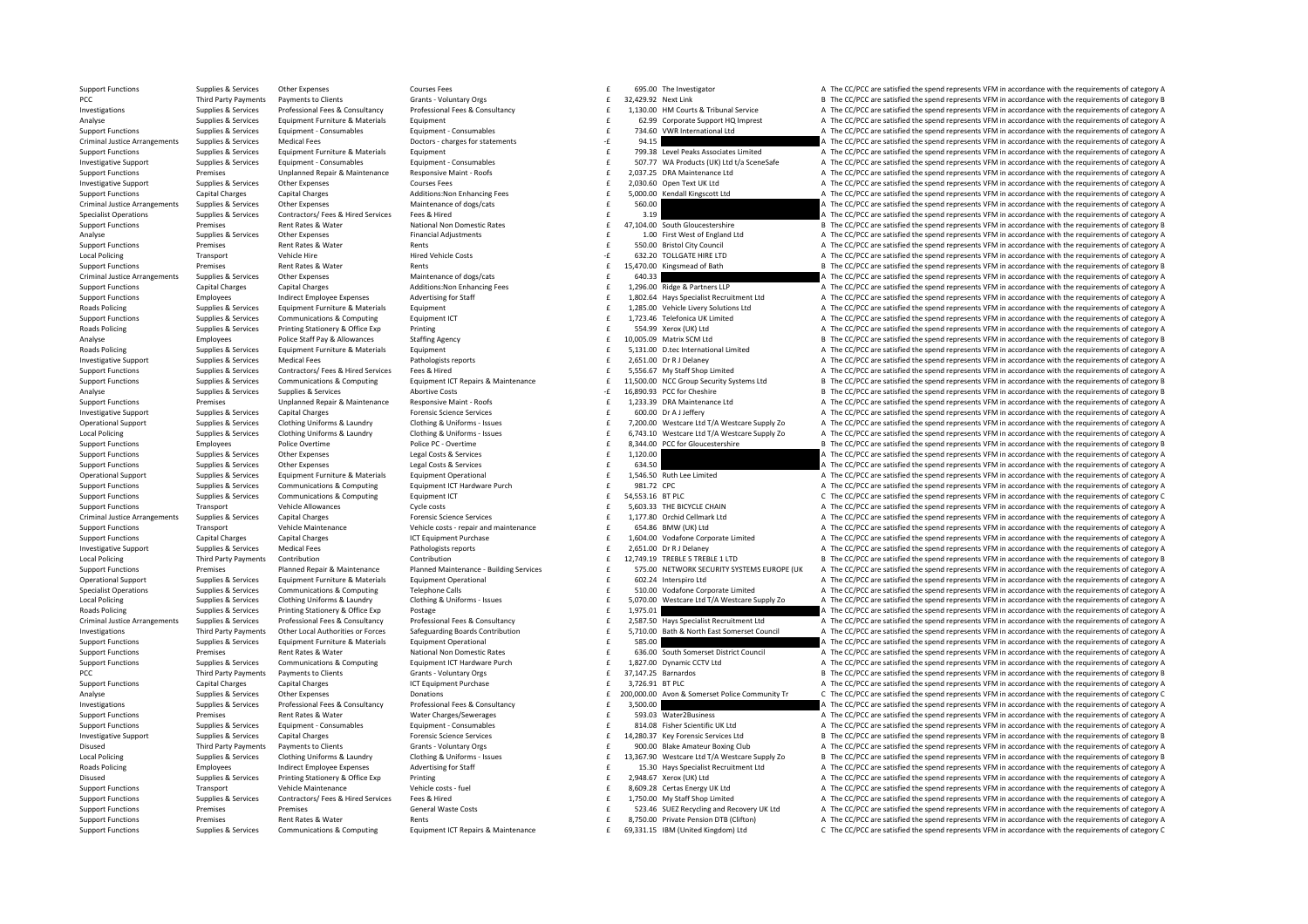| | | | | | | | |
|---|---|---|---|---|---|---|---|
| Support Functions | Supplies & Services | Other Expenses | Courses Fees | £ | 695.00 | The Investigator | A The CC/PCC are satisfied the spend represents VFM in accordance with the requirements of category A |
| PCC | Third Party Payments | Payments to Clients | Grants - Voluntary Orgs | £ | 32,429.92 | Next Link | B The CC/PCC are satisfied the spend represents VFM in accordance with the requirements of category B |
| Investigations | Supplies & Services | Professional Fees & Consultancy | Professional Fees & Consultancy | £ | 1,130.00 | HM Courts & Tribunal Service | A The CC/PCC are satisfied the spend represents VFM in accordance with the requirements of category A |
| Analyse | Supplies & Services | Equipment Furniture & Materials | Equipment | £ | 62.99 | Corporate Support HQ Imprest | A The CC/PCC are satisfied the spend represents VFM in accordance with the requirements of category A |
| Support Functions | Supplies & Services | Equipment - Consumables | Equipment - Consumables | £ | 734.60 | VWR International Ltd | A The CC/PCC are satisfied the spend represents VFM in accordance with the requirements of category A |
| Criminal Justice Arrangements | Supplies & Services | Medical Fees | Doctors - charges for statements | -£ | 94.15 | | A The CC/PCC are satisfied the spend represents VFM in accordance with the requirements of category A |
| Support Functions | Supplies & Services | Equipment Furniture & Materials | Equipment | £ | 799.38 | Level Peaks Associates Limited | A The CC/PCC are satisfied the spend represents VFM in accordance with the requirements of category A |
| Investigative Support | Supplies & Services | Equipment - Consumables | Equipment - Consumables | £ | 507.77 | WA Products (UK) Ltd t/a SceneSafe | A The CC/PCC are satisfied the spend represents VFM in accordance with the requirements of category A |
| Support Functions | Premises | Unplanned Repair & Maintenance | Responsive Maint - Roofs | £ | 2,037.25 | DRA Maintenance Ltd | A The CC/PCC are satisfied the spend represents VFM in accordance with the requirements of category A |
| Investigative Support | Supplies & Services | Other Expenses | Courses Fees | £ | 2,030.60 | Open Text UK Ltd | A The CC/PCC are satisfied the spend represents VFM in accordance with the requirements of category A |
| Support Functions | Capital Charges | Capital Charges | Additions:Non Enhancing Fees | £ | 5,000.00 | Kendall Kingscott Ltd | A The CC/PCC are satisfied the spend represents VFM in accordance with the requirements of category A |
| Criminal Justice Arrangements | Supplies & Services | Other Expenses | Maintenance of dogs/cats | £ | 560.00 | | A The CC/PCC are satisfied the spend represents VFM in accordance with the requirements of category A |
| Specialist Operations | Supplies & Services | Contractors/ Fees & Hired Services | Fees & Hired | £ | 3.19 | | A The CC/PCC are satisfied the spend represents VFM in accordance with the requirements of category A |
| Support Functions | Premises | Rent Rates & Water | National Non Domestic Rates | £ | 47,104.00 | South Gloucestershire | B The CC/PCC are satisfied the spend represents VFM in accordance with the requirements of category B |
| Analyse | Supplies & Services | Other Expenses | Financial Adjustments | £ | 1.00 | First West of England Ltd | A The CC/PCC are satisfied the spend represents VFM in accordance with the requirements of category A |
| Support Functions | Premises | Rent Rates & Water | Rents | £ | 550.00 | Bristol City Council | A The CC/PCC are satisfied the spend represents VFM in accordance with the requirements of category A |
| Local Policing | Transport | Vehicle Hire | Hired Vehicle Costs | -£ | 632.20 | TOLLGATE HIRE LTD | A The CC/PCC are satisfied the spend represents VFM in accordance with the requirements of category A |
| Support Functions | Premises | Rent Rates & Water | Rents | £ | 15,470.00 | Kingsmead of Bath | B The CC/PCC are satisfied the spend represents VFM in accordance with the requirements of category B |
| Criminal Justice Arrangements | Supplies & Services | Other Expenses | Maintenance of dogs/cats | £ | 640.33 | | A The CC/PCC are satisfied the spend represents VFM in accordance with the requirements of category A |
| Support Functions | Capital Charges | Capital Charges | Additions:Non Enhancing Fees | £ | 1,296.00 | Ridge & Partners LLP | A The CC/PCC are satisfied the spend represents VFM in accordance with the requirements of category A |
| Support Functions | Employees | Indirect Employee Expenses | Advertising for Staff | £ | 1,802.64 | Hays Specialist Recruitment Ltd | A The CC/PCC are satisfied the spend represents VFM in accordance with the requirements of category A |
| Roads Policing | Supplies & Services | Equipment Furniture & Materials | Equipment | £ | 1,285.00 | Vehicle Livery Solutions Ltd | A The CC/PCC are satisfied the spend represents VFM in accordance with the requirements of category A |
| Support Functions | Supplies & Services | Communications & Computing | Equipment ICT | £ | 1,723.46 | Telefonica UK Limited | A The CC/PCC are satisfied the spend represents VFM in accordance with the requirements of category A |
| Roads Policing | Supplies & Services | Printing Stationery & Office Exp | Printing | £ | 554.99 | Xerox (UK) Ltd | A The CC/PCC are satisfied the spend represents VFM in accordance with the requirements of category A |
| Analyse | Employees | Police Staff Pay & Allowances | Staffing Agency | £ | 10,005.09 | Matrix SCM Ltd | B The CC/PCC are satisfied the spend represents VFM in accordance with the requirements of category B |
| Roads Policing | Supplies & Services | Equipment Furniture & Materials | Equipment | £ | 5,131.00 | D.tec International Limited | A The CC/PCC are satisfied the spend represents VFM in accordance with the requirements of category A |
| Investigative Support | Supplies & Services | Medical Fees | Pathologists reports | £ | 2,651.00 | Dr R J Delaney | A The CC/PCC are satisfied the spend represents VFM in accordance with the requirements of category A |
| Support Functions | Supplies & Services | Contractors/ Fees & Hired Services | Fees & Hired | £ | 5,556.67 | My Staff Shop Limited | A The CC/PCC are satisfied the spend represents VFM in accordance with the requirements of category A |
| Support Functions | Supplies & Services | Communications & Computing | Equipment ICT Repairs & Maintenance | £ | 11,500.00 | NCC Group Security Systems Ltd | B The CC/PCC are satisfied the spend represents VFM in accordance with the requirements of category B |
| Analyse | Supplies & Services | Supplies & Services | Abortive Costs | -£ | 16,890.93 | PCC for Cheshire | B The CC/PCC are satisfied the spend represents VFM in accordance with the requirements of category B |
| Support Functions | Premises | Unplanned Repair & Maintenance | Responsive Maint - Roofs | £ | 1,233.39 | DRA Maintenance Ltd | A The CC/PCC are satisfied the spend represents VFM in accordance with the requirements of category A |
| Investigative Support | Supplies & Services | Capital Charges | Forensic Science Services | £ | 600.00 | Dr A J Jeffery | A The CC/PCC are satisfied the spend represents VFM in accordance with the requirements of category A |
| Operational Support | Supplies & Services | Clothing Uniforms & Laundry | Clothing & Uniforms - Issues | £ | 7,200.00 | Westcare Ltd T/A Westcare Supply Zo | A The CC/PCC are satisfied the spend represents VFM in accordance with the requirements of category A |
| Local Policing | Supplies & Services | Clothing Uniforms & Laundry | Clothing & Uniforms - Issues | £ | 6,743.10 | Westcare Ltd T/A Westcare Supply Zo | A The CC/PCC are satisfied the spend represents VFM in accordance with the requirements of category A |
| Support Functions | Employees | Police Overtime | Police PC - Overtime | £ | 8,344.00 | PCC for Gloucestershire | B The CC/PCC are satisfied the spend represents VFM in accordance with the requirements of category B |
| Support Functions | Supplies & Services | Other Expenses | Legal Costs & Services | £ | 1,120.00 | | A The CC/PCC are satisfied the spend represents VFM in accordance with the requirements of category A |
| Support Functions | Supplies & Services | Other Expenses | Legal Costs & Services | £ | 634.50 | | A The CC/PCC are satisfied the spend represents VFM in accordance with the requirements of category A |
| Operational Support | Supplies & Services | Equipment Furniture & Materials | Equipment Operational | £ | 1,546.50 | Ruth Lee Limited | A The CC/PCC are satisfied the spend represents VFM in accordance with the requirements of category A |
| Support Functions | Supplies & Services | Communications & Computing | Equipment ICT Hardware Purch | £ | 981.72 | CPC | A The CC/PCC are satisfied the spend represents VFM in accordance with the requirements of category A |
| Support Functions | Supplies & Services | Communications & Computing | Equipment ICT | £ | 54,553.16 | BT PLC | C The CC/PCC are satisfied the spend represents VFM in accordance with the requirements of category C |
| Support Functions | Transport | Vehicle Allowances | Cycle costs | £ | 5,603.33 | THE BICYCLE CHAIN | A The CC/PCC are satisfied the spend represents VFM in accordance with the requirements of category A |
| Criminal Justice Arrangements | Supplies & Services | Capital Charges | Forensic Science Services | £ | 1,177.80 | Orchid Cellmark Ltd | A The CC/PCC are satisfied the spend represents VFM in accordance with the requirements of category A |
| Support Functions | Transport | Vehicle Maintenance | Vehicle costs - repair and maintenance | £ | 654.86 | BMW (UK) Ltd | A The CC/PCC are satisfied the spend represents VFM in accordance with the requirements of category A |
| Support Functions | Capital Charges | Capital Charges | ICT Equipment Purchase | £ | 1,604.00 | Vodafone Corporate Limited | A The CC/PCC are satisfied the spend represents VFM in accordance with the requirements of category A |
| Investigative Support | Supplies & Services | Medical Fees | Pathologists reports | £ | 2,651.00 | Dr R J Delaney | A The CC/PCC are satisfied the spend represents VFM in accordance with the requirements of category A |
| Local Policing | Third Party Payments | Contribution | Contribution | £ | 12,749.19 | TREBLE 5 TREBLE 1 LTD | B The CC/PCC are satisfied the spend represents VFM in accordance with the requirements of category B |
| Support Functions | Premises | Planned Repair & Maintenance | Planned Maintenance - Building Services | £ | 575.00 | NETWORK SECURITY SYSTEMS EUROPE (UK | A The CC/PCC are satisfied the spend represents VFM in accordance with the requirements of category A |
| Operational Support | Supplies & Services | Equipment Furniture & Materials | Equipment Operational | £ | 602.24 | Interspiro Ltd | A The CC/PCC are satisfied the spend represents VFM in accordance with the requirements of category A |
| Specialist Operations | Supplies & Services | Communications & Computing | Telephone Calls | £ | 510.00 | Vodafone Corporate Limited | A The CC/PCC are satisfied the spend represents VFM in accordance with the requirements of category A |
| Local Policing | Supplies & Services | Clothing Uniforms & Laundry | Clothing & Uniforms - Issues | £ | 5,070.00 | Westcare Ltd T/A Westcare Supply Zo | A The CC/PCC are satisfied the spend represents VFM in accordance with the requirements of category A |
| Roads Policing | Supplies & Services | Printing Stationery & Office Exp | Postage | £ | 1,975.01 | | A The CC/PCC are satisfied the spend represents VFM in accordance with the requirements of category A |
| Criminal Justice Arrangements | Supplies & Services | Professional Fees & Consultancy | Professional Fees & Consultancy | £ | 2,587.50 | Hays Specialist Recruitment Ltd | A The CC/PCC are satisfied the spend represents VFM in accordance with the requirements of category A |
| Investigations | Third Party Payments | Other Local Authorities or Forces | Safeguarding Boards Contribution | £ | 5,710.00 | Bath & North East Somerset Council | A The CC/PCC are satisfied the spend represents VFM in accordance with the requirements of category A |
| Support Functions | Supplies & Services | Equipment Furniture & Materials | Equipment Operational | £ | 585.00 | | A The CC/PCC are satisfied the spend represents VFM in accordance with the requirements of category A |
| Support Functions | Premises | Rent Rates & Water | National Non Domestic Rates | £ | 636.00 | South Somerset District Council | A The CC/PCC are satisfied the spend represents VFM in accordance with the requirements of category A |
| Support Functions | Supplies & Services | Communications & Computing | Equipment ICT Hardware Purch | £ | 1,827.00 | Dynamic CCTV Ltd | A The CC/PCC are satisfied the spend represents VFM in accordance with the requirements of category A |
| PCC | Third Party Payments | Payments to Clients | Grants - Voluntary Orgs | £ | 37,147.25 | Barnardos | B The CC/PCC are satisfied the spend represents VFM in accordance with the requirements of category B |
| Support Functions | Capital Charges | Capital Charges | ICT Equipment Purchase | £ | 3,726.91 | BT PLC | A The CC/PCC are satisfied the spend represents VFM in accordance with the requirements of category A |
| Analyse | Supplies & Services | Other Expenses | Donations | £ | 200,000.00 | Avon & Somerset Police Community Tr | C The CC/PCC are satisfied the spend represents VFM in accordance with the requirements of category C |
| Investigations | Supplies & Services | Professional Fees & Consultancy | Professional Fees & Consultancy | £ | 3,500.00 | | A The CC/PCC are satisfied the spend represents VFM in accordance with the requirements of category A |
| Support Functions | Premises | Rent Rates & Water | Water Charges/Sewerages | £ | 593.03 | Water2Business | A The CC/PCC are satisfied the spend represents VFM in accordance with the requirements of category A |
| Support Functions | Supplies & Services | Equipment - Consumables | Equipment - Consumables | £ | 814.08 | Fisher Scientific UK Ltd | A The CC/PCC are satisfied the spend represents VFM in accordance with the requirements of category A |
| Investigative Support | Supplies & Services | Capital Charges | Forensic Science Services | £ | 14,280.37 | Key Forensic Services Ltd | B The CC/PCC are satisfied the spend represents VFM in accordance with the requirements of category B |
| Disused | Third Party Payments | Payments to Clients | Grants - Voluntary Orgs | £ | 900.00 | Blake Amateur Boxing Club | A The CC/PCC are satisfied the spend represents VFM in accordance with the requirements of category A |
| Local Policing | Supplies & Services | Clothing Uniforms & Laundry | Clothing & Uniforms - Issues | £ | 13,367.90 | Westcare Ltd T/A Westcare Supply Zo | B The CC/PCC are satisfied the spend represents VFM in accordance with the requirements of category B |
| Roads Policing | Employees | Indirect Employee Expenses | Advertising for Staff | £ | 15.30 | Hays Specialist Recruitment Ltd | A The CC/PCC are satisfied the spend represents VFM in accordance with the requirements of category A |
| Disused | Supplies & Services | Printing Stationery & Office Exp | Printing | £ | 2,948.67 | Xerox (UK) Ltd | A The CC/PCC are satisfied the spend represents VFM in accordance with the requirements of category A |
| Support Functions | Transport | Vehicle Maintenance | Vehicle costs - fuel | £ | 8,609.28 | Certas Energy UK Ltd | A The CC/PCC are satisfied the spend represents VFM in accordance with the requirements of category A |
| Support Functions | Supplies & Services | Contractors/ Fees & Hired Services | Fees & Hired | £ | 1,750.00 | My Staff Shop Limited | A The CC/PCC are satisfied the spend represents VFM in accordance with the requirements of category A |
| Support Functions | Premises | Premises | General Waste Costs | £ | 523.46 | SUEZ Recycling and Recovery UK Ltd | A The CC/PCC are satisfied the spend represents VFM in accordance with the requirements of category A |
| Support Functions | Premises | Rent Rates & Water | Rents | £ | 8,750.00 | Private Pension DTB (Clifton) | A The CC/PCC are satisfied the spend represents VFM in accordance with the requirements of category A |
| Support Functions | Supplies & Services | Communications & Computing | Equipment ICT Repairs & Maintenance | £ | 69,331.15 | IBM (United Kingdom) Ltd | C The CC/PCC are satisfied the spend represents VFM in accordance with the requirements of category C |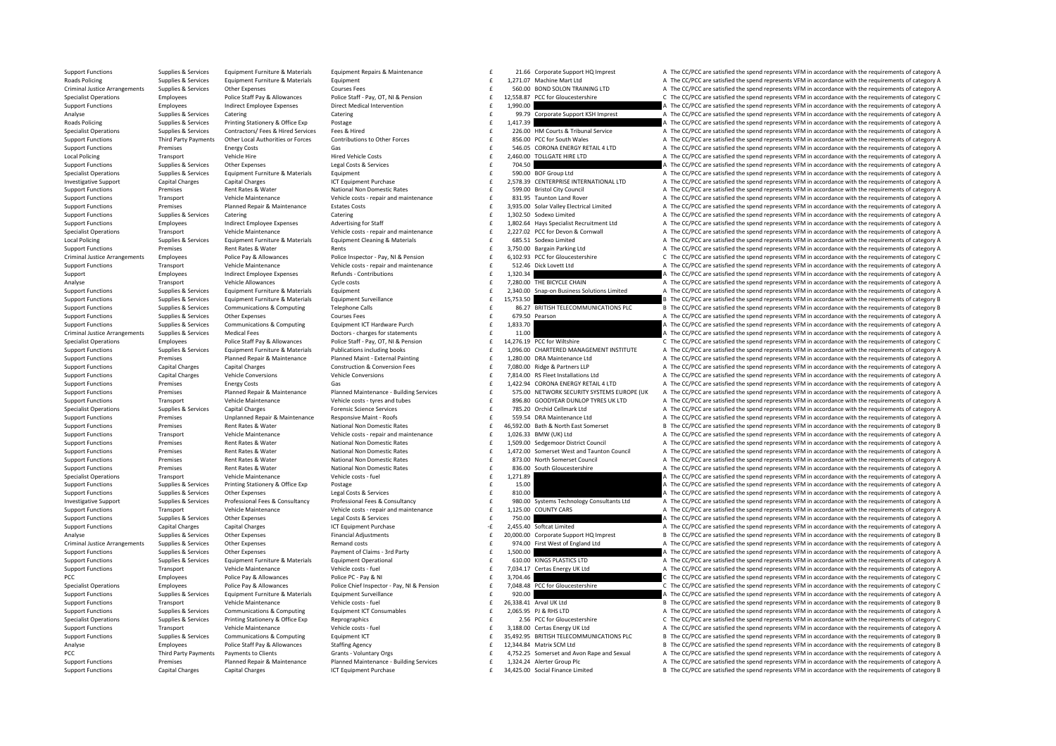| | | | | | | | |
|---|---|---|---|---|---|---|---|
| Support Functions | Supplies & Services | Equipment Furniture & Materials | Equipment Repairs & Maintenance | £ | 21.66 | Corporate Support HQ Imprest | A The CC/PCC are satisfied the spend represents VFM in accordance with the requirements of category A |
| Roads Policing | Supplies & Services | Equipment Furniture & Materials | Equipment | £ | 1,271.07 | Machine Mart Ltd | A The CC/PCC are satisfied the spend represents VFM in accordance with the requirements of category A |
| Criminal Justice Arrangements | Supplies & Services | Other Expenses | Courses Fees | £ | 560.00 | BOND SOLON TRAINING LTD | A The CC/PCC are satisfied the spend represents VFM in accordance with the requirements of category A |
| Specialist Operations | Employees | Police Staff Pay & Allowances | Police Staff - Pay, OT, NI & Pension | £ | 12,558.87 | PCC for Gloucestershire | C The CC/PCC are satisfied the spend represents VFM in accordance with the requirements of category C |
| Support Functions | Employees | Indirect Employee Expenses | Direct Medical Intervention | £ | 1,990.00 | | A The CC/PCC are satisfied the spend represents VFM in accordance with the requirements of category A |
| Analyse | Supplies & Services | Catering | Catering | £ | 99.79 | Corporate Support KSH Imprest | A The CC/PCC are satisfied the spend represents VFM in accordance with the requirements of category A |
| Roads Policing | Supplies & Services | Printing Stationery & Office Exp | Postage | £ | 1,417.39 | | A The CC/PCC are satisfied the spend represents VFM in accordance with the requirements of category A |
| Specialist Operations | Supplies & Services | Contractors/ Fees & Hired Services | Fees & Hired | £ | 226.00 | HM Courts & Tribunal Service | A The CC/PCC are satisfied the spend represents VFM in accordance with the requirements of category A |
| Support Functions | Third Party Payments | Other Local Authorities or Forces | Contributions to Other Forces | £ | 856.00 | PCC for South Wales | A The CC/PCC are satisfied the spend represents VFM in accordance with the requirements of category A |
| Support Functions | Premises | Energy Costs | Gas | £ | 546.05 | CORONA ENERGY RETAIL 4 LTD | A The CC/PCC are satisfied the spend represents VFM in accordance with the requirements of category A |
| Local Policing | Transport | Vehicle Hire | Hired Vehicle Costs | £ | 2,460.00 | TOLLGATE HIRE LTD | A The CC/PCC are satisfied the spend represents VFM in accordance with the requirements of category A |
| Support Functions | Supplies & Services | Other Expenses | Legal Costs & Services | £ | 704.50 | | A The CC/PCC are satisfied the spend represents VFM in accordance with the requirements of category A |
| Specialist Operations | Supplies & Services | Equipment Furniture & Materials | Equipment | £ | 590.00 | BOF Group Ltd | A The CC/PCC are satisfied the spend represents VFM in accordance with the requirements of category A |
| Investigative Support | Capital Charges | Capital Charges | ICT Equipment Purchase | £ | 2,578.39 | CENTERPRISE INTERNATIONAL LTD | A The CC/PCC are satisfied the spend represents VFM in accordance with the requirements of category A |
| Support Functions | Premises | Rent Rates & Water | National Non Domestic Rates | £ | 599.00 | Bristol City Council | A The CC/PCC are satisfied the spend represents VFM in accordance with the requirements of category A |
| Support Functions | Transport | Vehicle Maintenance | Vehicle costs - repair and maintenance | £ | 831.95 | Taunton Land Rover | A The CC/PCC are satisfied the spend represents VFM in accordance with the requirements of category A |
| Support Functions | Premises | Planned Repair & Maintenance | Estates Costs | £ | 3,935.00 | Solar Valley Electrical Limited | A The CC/PCC are satisfied the spend represents VFM in accordance with the requirements of category A |
| Support Functions | Supplies & Services | Catering | Catering | £ | 1,302.50 | Sodexo Limited | A The CC/PCC are satisfied the spend represents VFM in accordance with the requirements of category A |
| Support Functions | Employees | Indirect Employee Expenses | Advertising for Staff | £ | 1,802.64 | Hays Specialist Recruitment Ltd | A The CC/PCC are satisfied the spend represents VFM in accordance with the requirements of category A |
| Specialist Operations | Transport | Vehicle Maintenance | Vehicle costs - repair and maintenance | £ | 2,227.02 | PCC for Devon & Cornwall | A The CC/PCC are satisfied the spend represents VFM in accordance with the requirements of category A |
| Local Policing | Supplies & Services | Equipment Furniture & Materials | Equipment Cleaning & Materials | £ | 685.51 | Sodexo Limited | A The CC/PCC are satisfied the spend represents VFM in accordance with the requirements of category A |
| Support Functions | Premises | Rent Rates & Water | Rents | £ | 3,750.00 | Bargain Parking Ltd | A The CC/PCC are satisfied the spend represents VFM in accordance with the requirements of category A |
| Criminal Justice Arrangements | Employees | Police Pay & Allowances | Police Inspector - Pay, NI & Pension | £ | 6,102.93 | PCC for Gloucestershire | C The CC/PCC are satisfied the spend represents VFM in accordance with the requirements of category C |
| Support Functions | Transport | Vehicle Maintenance | Vehicle costs - repair and maintenance | £ | 512.46 | Dick Lovett Ltd | A The CC/PCC are satisfied the spend represents VFM in accordance with the requirements of category A |
| Support | Employees | Indirect Employee Expenses | Refunds - Contributions | £ | 1,320.34 | | A The CC/PCC are satisfied the spend represents VFM in accordance with the requirements of category A |
| Analyse | Transport | Vehicle Allowances | Cycle costs | £ | 7,280.00 | THE BICYCLE CHAIN | A The CC/PCC are satisfied the spend represents VFM in accordance with the requirements of category A |
| Support Functions | Supplies & Services | Equipment Furniture & Materials | Equipment | £ | 2,340.00 | Snap-on Business Solutions Limited | A The CC/PCC are satisfied the spend represents VFM in accordance with the requirements of category A |
| Support Functions | Supplies & Services | Equipment Furniture & Materials | Equipment Surveillance | £ | 15,753.50 | | B The CC/PCC are satisfied the spend represents VFM in accordance with the requirements of category B |
| Support Functions | Supplies & Services | Communications & Computing | Telephone Calls | £ | 86.27 | BRITISH TELECOMMUNICATIONS PLC | B The CC/PCC are satisfied the spend represents VFM in accordance with the requirements of category B |
| Support Functions | Supplies & Services | Other Expenses | Courses Fees | £ | 679.50 | Pearson | A The CC/PCC are satisfied the spend represents VFM in accordance with the requirements of category A |
| Support Functions | Supplies & Services | Communications & Computing | Equipment ICT Hardware Purch | £ | 1,833.70 | | A The CC/PCC are satisfied the spend represents VFM in accordance with the requirements of category A |
| Criminal Justice Arrangements | Supplies & Services | Medical Fees | Doctors - charges for statements | £ | 11.00 | | A The CC/PCC are satisfied the spend represents VFM in accordance with the requirements of category A |
| Specialist Operations | Employees | Police Staff Pay & Allowances | Police Staff - Pay, OT, NI & Pension | £ | 14,276.19 | PCC for Wiltshire | C The CC/PCC are satisfied the spend represents VFM in accordance with the requirements of category C |
| Support Functions | Supplies & Services | Equipment Furniture & Materials | Publications including books | £ | 1,096.00 | CHARTERED MANAGEMENT INSTITUTE | A The CC/PCC are satisfied the spend represents VFM in accordance with the requirements of category A |
| Support Functions | Premises | Planned Repair & Maintenance | Planned Maint - External Painting | £ | 1,280.00 | DRA Maintenance Ltd | A The CC/PCC are satisfied the spend represents VFM in accordance with the requirements of category A |
| Support Functions | Capital Charges | Capital Charges | Construction & Conversion Fees | £ | 7,080.00 | Ridge & Partners LLP | A The CC/PCC are satisfied the spend represents VFM in accordance with the requirements of category A |
| Support Functions | Capital Charges | Vehicle Conversions | Vehicle Conversions | £ | 7,814.00 | RS Fleet Installations Ltd | A The CC/PCC are satisfied the spend represents VFM in accordance with the requirements of category A |
| Support Functions | Premises | Energy Costs | Gas | £ | 1,422.94 | CORONA ENERGY RETAIL 4 LTD | A The CC/PCC are satisfied the spend represents VFM in accordance with the requirements of category A |
| Support Functions | Premises | Planned Repair & Maintenance | Planned Maintenance - Building Services | £ | 575.00 | NETWORK SECURITY SYSTEMS EUROPE (UK | A The CC/PCC are satisfied the spend represents VFM in accordance with the requirements of category A |
| Support Functions | Transport | Vehicle Maintenance | Vehicle costs - tyres and tubes | £ | 896.80 | GOODYEAR DUNLOP TYRES UK LTD | A The CC/PCC are satisfied the spend represents VFM in accordance with the requirements of category A |
| Specialist Operations | Supplies & Services | Capital Charges | Forensic Science Services | £ | 785.20 | Orchid Cellmark Ltd | A The CC/PCC are satisfied the spend represents VFM in accordance with the requirements of category A |
| Support Functions | Premises | Unplanned Repair & Maintenance | Responsive Maint - Roofs | £ | 559.54 | DRA Maintenance Ltd | A The CC/PCC are satisfied the spend represents VFM in accordance with the requirements of category A |
| Support Functions | Premises | Rent Rates & Water | National Non Domestic Rates | £ | 46,592.00 | Bath & North East Somerset | B The CC/PCC are satisfied the spend represents VFM in accordance with the requirements of category B |
| Support Functions | Transport | Vehicle Maintenance | Vehicle costs - repair and maintenance | £ | 1,026.33 | BMW (UK) Ltd | A The CC/PCC are satisfied the spend represents VFM in accordance with the requirements of category A |
| Support Functions | Premises | Rent Rates & Water | National Non Domestic Rates | £ | 1,509.00 | Sedgemoor District Council | A The CC/PCC are satisfied the spend represents VFM in accordance with the requirements of category A |
| Support Functions | Premises | Rent Rates & Water | National Non Domestic Rates | £ | 1,472.00 | Somerset West and Taunton Council | A The CC/PCC are satisfied the spend represents VFM in accordance with the requirements of category A |
| Support Functions | Premises | Rent Rates & Water | National Non Domestic Rates | £ | 873.00 | North Somerset Council | A The CC/PCC are satisfied the spend represents VFM in accordance with the requirements of category A |
| Support Functions | Premises | Rent Rates & Water | National Non Domestic Rates | £ | 836.00 | South Gloucestershire | A The CC/PCC are satisfied the spend represents VFM in accordance with the requirements of category A |
| Specialist Operations | Transport | Vehicle Maintenance | Vehicle costs - fuel | £ | 1,271.89 | | A The CC/PCC are satisfied the spend represents VFM in accordance with the requirements of category A |
| Support Functions | Supplies & Services | Printing Stationery & Office Exp | Postage | £ | 15.00 | | A The CC/PCC are satisfied the spend represents VFM in accordance with the requirements of category A |
| Support Functions | Supplies & Services | Other Expenses | Legal Costs & Services | £ | 810.00 | | A The CC/PCC are satisfied the spend represents VFM in accordance with the requirements of category A |
| Investigative Support | Supplies & Services | Professional Fees & Consultancy | Professional Fees & Consultancy | £ | 980.00 | Systems Technology Consultants Ltd | A The CC/PCC are satisfied the spend represents VFM in accordance with the requirements of category A |
| Support Functions | Transport | Vehicle Maintenance | Vehicle costs - repair and maintenance | £ | 1,125.00 | COUNTY CARS | A The CC/PCC are satisfied the spend represents VFM in accordance with the requirements of category A |
| Support Functions | Supplies & Services | Other Expenses | Legal Costs & Services | £ | 750.00 | | A The CC/PCC are satisfied the spend represents VFM in accordance with the requirements of category A |
| Support Functions | Capital Charges | Capital Charges | ICT Equipment Purchase | -£ | 2,455.40 | Softcat Limited | A The CC/PCC are satisfied the spend represents VFM in accordance with the requirements of category A |
| Analyse | Supplies & Services | Other Expenses | Financial Adjustments | £ | 20,000.00 | Corporate Support HQ Imprest | B The CC/PCC are satisfied the spend represents VFM in accordance with the requirements of category B |
| Criminal Justice Arrangements | Supplies & Services | Other Expenses | Remand costs | £ | 974.00 | First West of England Ltd | A The CC/PCC are satisfied the spend represents VFM in accordance with the requirements of category A |
| Support Functions | Supplies & Services | Other Expenses | Payment of Claims - 3rd Party | £ | 1,500.00 | | A The CC/PCC are satisfied the spend represents VFM in accordance with the requirements of category A |
| Support Functions | Supplies & Services | Equipment Furniture & Materials | Equipment Operational | £ | 610.00 | KINGS PLASTICS LTD | A The CC/PCC are satisfied the spend represents VFM in accordance with the requirements of category A |
| Support Functions | Transport | Vehicle Maintenance | Vehicle costs - fuel | £ | 7,034.17 | Certas Energy UK Ltd | A The CC/PCC are satisfied the spend represents VFM in accordance with the requirements of category A |
| PCC | Employees | Police Pay & Allowances | Police PC - Pay & NI | £ | 3,704.46 | | C The CC/PCC are satisfied the spend represents VFM in accordance with the requirements of category C |
| Specialist Operations | Employees | Police Pay & Allowances | Police Chief Inspector - Pay, NI & Pension | £ | 7,048.48 | PCC for Gloucestershire | C The CC/PCC are satisfied the spend represents VFM in accordance with the requirements of category C |
| Support Functions | Supplies & Services | Equipment Furniture & Materials | Equipment Surveillance | £ | 920.00 | | A The CC/PCC are satisfied the spend represents VFM in accordance with the requirements of category A |
| Support Functions | Transport | Vehicle Maintenance | Vehicle costs - fuel | £ | 26,338.41 | Arval UK Ltd | B The CC/PCC are satisfied the spend represents VFM in accordance with the requirements of category B |
| Support Functions | Supplies & Services | Communications & Computing | Equipment ICT Consumables | £ | 2,065.95 | PJ & RHS LTD | A The CC/PCC are satisfied the spend represents VFM in accordance with the requirements of category A |
| Specialist Operations | Supplies & Services | Printing Stationery & Office Exp | Reprographics | £ | 2.56 | PCC for Gloucestershire | C The CC/PCC are satisfied the spend represents VFM in accordance with the requirements of category C |
| Support Functions | Transport | Vehicle Maintenance | Vehicle costs - fuel | £ | 3,188.00 | Certas Energy UK Ltd | A The CC/PCC are satisfied the spend represents VFM in accordance with the requirements of category A |
| Support Functions | Supplies & Services | Communications & Computing | Equipment ICT | £ | 35,492.95 | BRITISH TELECOMMUNICATIONS PLC | B The CC/PCC are satisfied the spend represents VFM in accordance with the requirements of category B |
| Analyse | Employees | Police Staff Pay & Allowances | Staffing Agency | £ | 12,344.84 | Matrix SCM Ltd | B The CC/PCC are satisfied the spend represents VFM in accordance with the requirements of category B |
| PCC | Third Party Payments | Payments to Clients | Grants - Voluntary Orgs | £ | 4,752.25 | Somerset and Avon Rape and Sexual | A The CC/PCC are satisfied the spend represents VFM in accordance with the requirements of category A |
| Support Functions | Premises | Planned Repair & Maintenance | Planned Maintenance - Building Services | £ | 1,324.24 | Alerter Group Plc | A The CC/PCC are satisfied the spend represents VFM in accordance with the requirements of category A |
| Support Functions | Capital Charges | Capital Charges | ICT Equipment Purchase | £ | 34,425.00 | Social Finance Limited | B The CC/PCC are satisfied the spend represents VFM in accordance with the requirements of category B |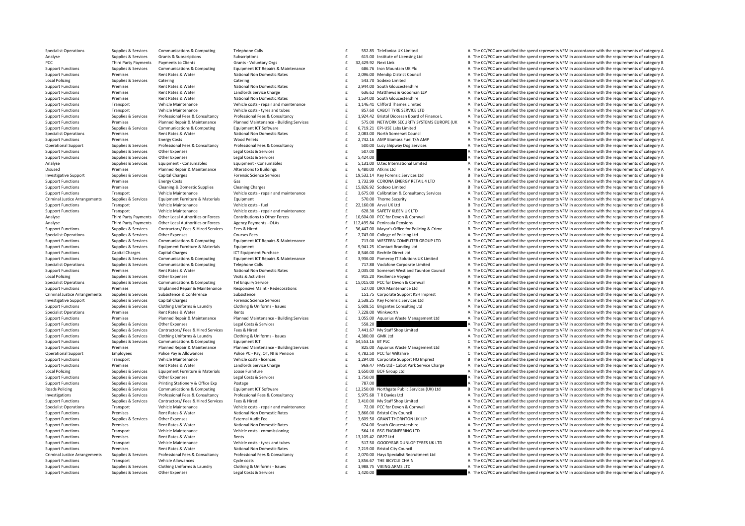| | | | | | | | |
|---|---|---|---|---|---|---|---|
| Specialist Operations | Supplies & Services | Communications & Computing | Telephone Calls | £ | 552.85 | Telefonica UK Limited | A The CC/PCC are satisfied the spend represents VFM in accordance with the requirements of category A |
| Analyse | Supplies & Services | Grants & Subscriptions | Subscriptions | £ | 615.00 | Institute of Licensing Ltd | A The CC/PCC are satisfied the spend represents VFM in accordance with the requirements of category A |
| PCC | Third Party Payments | Payments to Clients | Grants - Voluntary Orgs | £ | 32,429.92 | Next Link | B The CC/PCC are satisfied the spend represents VFM in accordance with the requirements of category B |
| Support Functions | Supplies & Services | Communications & Computing | Equipment ICT Repairs & Maintenance | £ | 686.76 | Iron Mountain UK Plc | A The CC/PCC are satisfied the spend represents VFM in accordance with the requirements of category A |
| Support Functions | Premises | Rent Rates & Water | National Non Domestic Rates | £ | 2,096.00 | Mendip District Council | A The CC/PCC are satisfied the spend represents VFM in accordance with the requirements of category A |
| Local Policing | Supplies & Services | Catering | Catering | £ | 543.70 | Sodexo Limited | A The CC/PCC are satisfied the spend represents VFM in accordance with the requirements of category A |
| Support Functions | Premises | Rent Rates & Water | National Non Domestic Rates | £ | 2,944.00 | South Gloucestershire | A The CC/PCC are satisfied the spend represents VFM in accordance with the requirements of category A |
| Support Functions | Premises | Rent Rates & Water | Landlords Service Charge | £ | 636.62 | Matthews & Goodman LLP | A The CC/PCC are satisfied the spend represents VFM in accordance with the requirements of category A |
| Support Functions | Premises | Rent Rates & Water | National Non Domestic Rates | £ | 1,534.00 | South Gloucestershire | A The CC/PCC are satisfied the spend represents VFM in accordance with the requirements of category A |
| Support Functions | Transport | Vehicle Maintenance | Vehicle costs - repair and maintenance | £ | 1,146.41 | Clifford Thames Limited | A The CC/PCC are satisfied the spend represents VFM in accordance with the requirements of category A |
| Support Functions | Transport | Vehicle Maintenance | Vehicle costs - tyres and tubes | £ | 857.60 | CABOT TYRE SERVICE LTD | A The CC/PCC are satisfied the spend represents VFM in accordance with the requirements of category A |
| Support Functions | Supplies & Services | Professional Fees & Consultancy | Professional Fees & Consultancy | £ | 1,924.42 | Bristol Diocesan Board of Finance L | A The CC/PCC are satisfied the spend represents VFM in accordance with the requirements of category A |
| Support Functions | Premises | Planned Repair & Maintenance | Planned Maintenance - Building Services | £ | 575.00 | NETWORK SECURITY SYSTEMS EUROPE (UK | A The CC/PCC are satisfied the spend represents VFM in accordance with the requirements of category A |
| Support Functions | Supplies & Services | Communications & Computing | Equipment ICT Software | £ | 6,719.21 | EPI-USE Labs Limited | A The CC/PCC are satisfied the spend represents VFM in accordance with the requirements of category A |
| Specialist Operations | Premises | Rent Rates & Water | National Non Domestic Rates | £ | 2,083.00 | North Somerset Council | A The CC/PCC are satisfied the spend represents VFM in accordance with the requirements of category A |
| Support Functions | Premises | Energy Costs | Wood Pellets | £ | 2,742.16 | AMP Biomass Fuel T/A AMP | A The CC/PCC are satisfied the spend represents VFM in accordance with the requirements of category A |
| Operational Support | Supplies & Services | Professional Fees & Consultancy | Professional Fees & Consultancy | £ | 500.00 | Lucy Shipway Dog Services | A The CC/PCC are satisfied the spend represents VFM in accordance with the requirements of category A |
| Support Functions | Supplies & Services | Other Expenses | Legal Costs & Services | £ | 507.00 | | A The CC/PCC are satisfied the spend represents VFM in accordance with the requirements of category A |
| Support Functions | Supplies & Services | Other Expenses | Legal Costs & Services | £ | 5,424.00 | | A The CC/PCC are satisfied the spend represents VFM in accordance with the requirements of category A |
| Analyse | Supplies & Services | Equipment - Consumables | Equipment - Consumables | £ | 5,131.00 | D.tec International Limited | A The CC/PCC are satisfied the spend represents VFM in accordance with the requirements of category A |
| Disused | Premises | Planned Repair & Maintenance | Alterations to Buildings | £ | 6,480.00 | Atkins Ltd | A The CC/PCC are satisfied the spend represents VFM in accordance with the requirements of category A |
| Investigative Support | Supplies & Services | Capital Charges | Forensic Science Services | £ | 19,532.14 | Key Forensic Services Ltd | B The CC/PCC are satisfied the spend represents VFM in accordance with the requirements of category B |
| Support Functions | Premises | Energy Costs | Gas | £ | 1,732.99 | CORONA ENERGY RETAIL 4 LTD | A The CC/PCC are satisfied the spend represents VFM in accordance with the requirements of category A |
| Support Functions | Premises | Cleaning & Domestic Supplies | Cleaning Charges | £ | 15,826.92 | Sodexo Limited | B The CC/PCC are satisfied the spend represents VFM in accordance with the requirements of category B |
| Support Functions | Transport | Vehicle Maintenance | Vehicle costs - repair and maintenance | £ | 3,675.00 | Calibration & Consultancy Services | A The CC/PCC are satisfied the spend represents VFM in accordance with the requirements of category A |
| Criminal Justice Arrangements | Supplies & Services | Equipment Furniture & Materials | Equipment | £ | 570.00 | Thorne Security | A The CC/PCC are satisfied the spend represents VFM in accordance with the requirements of category A |
| Support Functions | Transport | Vehicle Maintenance | Vehicle costs - fuel | £ | 22,160.08 | Arval UK Ltd | B The CC/PCC are satisfied the spend represents VFM in accordance with the requirements of category B |
| Support Functions | Transport | Vehicle Maintenance | Vehicle costs - repair and maintenance | £ | 628.38 | SAFETY KLEEN UK LTD | A The CC/PCC are satisfied the spend represents VFM in accordance with the requirements of category A |
| Analyse | Third Party Payments | Other Local Authorities or Forces | Contributions to Other Forces | £ | 10,604.00 | PCC for Devon & Cornwall | B The CC/PCC are satisfied the spend represents VFM in accordance with the requirements of category B |
| Analyse | Third Party Payments | Other Local Authorities or Forces | Agency Payments - OLAs | £ | 112,495.84 | Peninsula Pensions | C The CC/PCC are satisfied the spend represents VFM in accordance with the requirements of category C |
| Support Functions | Supplies & Services | Contractors/ Fees & Hired Services | Fees & Hired | £ | 36,447.00 | Mayor's Office for Policing & Crime | B The CC/PCC are satisfied the spend represents VFM in accordance with the requirements of category B |
| Specialist Operations | Supplies & Services | Other Expenses | Courses Fees | £ | 2,743.00 | College of Policing Ltd | A The CC/PCC are satisfied the spend represents VFM in accordance with the requirements of category A |
| Support Functions | Supplies & Services | Communications & Computing | Equipment ICT Repairs & Maintenance | £ | 713.00 | WESTERN COMPUTER GROUP LTD | A The CC/PCC are satisfied the spend represents VFM in accordance with the requirements of category A |
| Support Functions | Supplies & Services | Equipment Furniture & Materials | Equipment | £ | 9,941.25 | iContact Branding Ltd | A The CC/PCC are satisfied the spend represents VFM in accordance with the requirements of category A |
| Support Functions | Capital Charges | Capital Charges | ICT Equipment Purchase | £ | 8,546.00 | Bechtle Direct Ltd | A The CC/PCC are satisfied the spend represents VFM in accordance with the requirements of category A |
| Support Functions | Supplies & Services | Communications & Computing | Equipment ICT Repairs & Maintenance | £ | 3,936.00 | Pomeroy IT Solutions UK Limited | A The CC/PCC are satisfied the spend represents VFM in accordance with the requirements of category A |
| Specialist Operations | Supplies & Services | Communications & Computing | Telephone Calls | £ | 717.88 | Vodafone Corporate Limited | A The CC/PCC are satisfied the spend represents VFM in accordance with the requirements of category A |
| Support Functions | Premises | Rent Rates & Water | National Non Domestic Rates | £ | 2,035.00 | Somerset West and Taunton Council | A The CC/PCC are satisfied the spend represents VFM in accordance with the requirements of category A |
| Local Policing | Supplies & Services | Other Expenses | Visits & Activities | £ | 915.20 | Resilience Voyage | A The CC/PCC are satisfied the spend represents VFM in accordance with the requirements of category A |
| Specialist Operations | Supplies & Services | Communications & Computing | Tel Enquiry Service | £ | 15,015.00 | PCC for Devon & Cornwall | B The CC/PCC are satisfied the spend represents VFM in accordance with the requirements of category B |
| Support Functions | Premises | Unplanned Repair & Maintenance | Responsive Maint - Redecorations | £ | 527.00 | DRA Maintenance Ltd | A The CC/PCC are satisfied the spend represents VFM in accordance with the requirements of category A |
| Criminal Justice Arrangements | Supplies & Services | Subsistence & Conference | Subsistence | £ | 151.75 | Corporate Support KSH Imprest | A The CC/PCC are satisfied the spend represents VFM in accordance with the requirements of category A |
| Investigative Support | Supplies & Services | Capital Charges | Forensic Science Services | £ | 2,538.25 | Key Forensic Services Ltd | A The CC/PCC are satisfied the spend represents VFM in accordance with the requirements of category A |
| Support Functions | Supplies & Services | Clothing Uniforms & Laundry | Clothing & Uniforms - Issues | £ | 5,608.51 | Brigantes Consulting Ltd | A The CC/PCC are satisfied the spend represents VFM in accordance with the requirements of category A |
| Specialist Operations | Premises | Rent Rates & Water | Rents | £ | 7,228.00 | Winkworth | A The CC/PCC are satisfied the spend represents VFM in accordance with the requirements of category A |
| Support Functions | Premises | Planned Repair & Maintenance | Planned Maintenance - Building Services | £ | 1,055.00 | Aquarius Waste Management Ltd | A The CC/PCC are satisfied the spend represents VFM in accordance with the requirements of category A |
| Support Functions | Supplies & Services | Other Expenses | Legal Costs & Services | £ | 558.20 | | A The CC/PCC are satisfied the spend represents VFM in accordance with the requirements of category A |
| Support Functions | Supplies & Services | Contractors/ Fees & Hired Services | Fees & Hired | £ | 7,441.67 | My Staff Shop Limited | A The CC/PCC are satisfied the spend represents VFM in accordance with the requirements of category A |
| Support Functions | Supplies & Services | Clothing Uniforms & Laundry | Clothing & Uniforms - Issues | £ | 4,380.00 | GMK Ltd | A The CC/PCC are satisfied the spend represents VFM in accordance with the requirements of category A |
| Support Functions | Supplies & Services | Communications & Computing | Equipment ICT | £ | 54,553.16 | BT PLC | C The CC/PCC are satisfied the spend represents VFM in accordance with the requirements of category C |
| Support Functions | Premises | Planned Repair & Maintenance | Planned Maintenance - Building Services | £ | 825.00 | Aquarius Waste Management Ltd | A The CC/PCC are satisfied the spend represents VFM in accordance with the requirements of category A |
| Operational Support | Employees | Police Pay & Allowances | Police PC - Pay, OT, NI & Pension | £ | 4,782.50 | PCC for Wiltshire | C The CC/PCC are satisfied the spend represents VFM in accordance with the requirements of category C |
| Support Functions | Transport | Vehicle Maintenance | Vehicle costs - licences | £ | 1,294.00 | Corporate Support HQ Imprest | B The CC/PCC are satisfied the spend represents VFM in accordance with the requirements of category B |
| Support Functions | Premises | Rent Rates & Water | Landlords Service Charge | £ | 969.47 | FMS Ltd - Cabot Park Service Charge | A The CC/PCC are satisfied the spend represents VFM in accordance with the requirements of category A |
| Local Policing | Supplies & Services | Equipment Furniture & Materials | Loose Furniture | £ | 1,650.00 | BOF Group Ltd | A The CC/PCC are satisfied the spend represents VFM in accordance with the requirements of category A |
| Support Functions | Supplies & Services | Other Expenses | Legal Costs & Services | £ | 1,750.00 | | A The CC/PCC are satisfied the spend represents VFM in accordance with the requirements of category A |
| Support Functions | Supplies & Services | Printing Stationery & Office Exp | Postage | £ | 787.00 | | A The CC/PCC are satisfied the spend represents VFM in accordance with the requirements of category A |
| Roads Policing | Supplies & Services | Communications & Computing | Equipment ICT Software | £ | 12,250.00 | Northgate Public Services (UK) Ltd | B The CC/PCC are satisfied the spend represents VFM in accordance with the requirements of category B |
| Investigations | Supplies & Services | Professional Fees & Consultancy | Professional Fees & Consultancy | £ | 5,975.68 | T R Davies Ltd | A The CC/PCC are satisfied the spend represents VFM in accordance with the requirements of category A |
| Support Functions | Supplies & Services | Contractors/ Fees & Hired Services | Fees & Hired | £ | 3,410.00 | My Staff Shop Limited | A The CC/PCC are satisfied the spend represents VFM in accordance with the requirements of category A |
| Specialist Operations | Transport | Vehicle Maintenance | Vehicle costs - repair and maintenance | £ | 72.00 | PCC for Devon & Cornwall | A The CC/PCC are satisfied the spend represents VFM in accordance with the requirements of category A |
| Support Functions | Premises | Rent Rates & Water | National Non Domestic Rates | £ | 3,866.00 | Bristol City Council | A The CC/PCC are satisfied the spend represents VFM in accordance with the requirements of category A |
| Support Functions | Supplies & Services | Other Expenses | External Audit Fee | £ | 3,609.50 | GRANT THORNTON UK LLP | A The CC/PCC are satisfied the spend represents VFM in accordance with the requirements of category A |
| Support Functions | Premises | Rent Rates & Water | National Non Domestic Rates | £ | 624.00 | South Gloucestershire | A The CC/PCC are satisfied the spend represents VFM in accordance with the requirements of category A |
| Support Functions | Transport | Vehicle Maintenance | Vehicle costs - commissioning | £ | 564.16 | RSG ENGINEERING LTD | A The CC/PCC are satisfied the spend represents VFM in accordance with the requirements of category A |
| Support Functions | Premises | Rent Rates & Water | Rents | £ | 13,105.42 | DBP7 Ltd | B The CC/PCC are satisfied the spend represents VFM in accordance with the requirements of category B |
| Support Functions | Transport | Vehicle Maintenance | Vehicle costs - tyres and tubes | £ | 517.50 | GOODYEAR DUNLOP TYRES UK LTD | A The CC/PCC are satisfied the spend represents VFM in accordance with the requirements of category A |
| Support Functions | Premises | Rent Rates & Water | National Non Domestic Rates | £ | 7,219.00 | Bristol City Council | A The CC/PCC are satisfied the spend represents VFM in accordance with the requirements of category A |
| Criminal Justice Arrangements | Supplies & Services | Professional Fees & Consultancy | Professional Fees & Consultancy | £ | 2,070.00 | Hays Specialist Recruitment Ltd | A The CC/PCC are satisfied the spend represents VFM in accordance with the requirements of category A |
| Support Functions | Transport | Vehicle Allowances | Cycle costs | £ | 1,856.67 | THE BICYCLE CHAIN | A The CC/PCC are satisfied the spend represents VFM in accordance with the requirements of category A |
| Support Functions | Supplies & Services | Clothing Uniforms & Laundry | Clothing & Uniforms - Issues | £ | 1,988.75 | VIKING ARMS LTD | A The CC/PCC are satisfied the spend represents VFM in accordance with the requirements of category A |
| Support Functions | Supplies & Services | Other Expenses | Legal Costs & Services | £ | 1,420.00 | | A The CC/PCC are satisfied the spend represents VFM in accordance with the requirements of category A |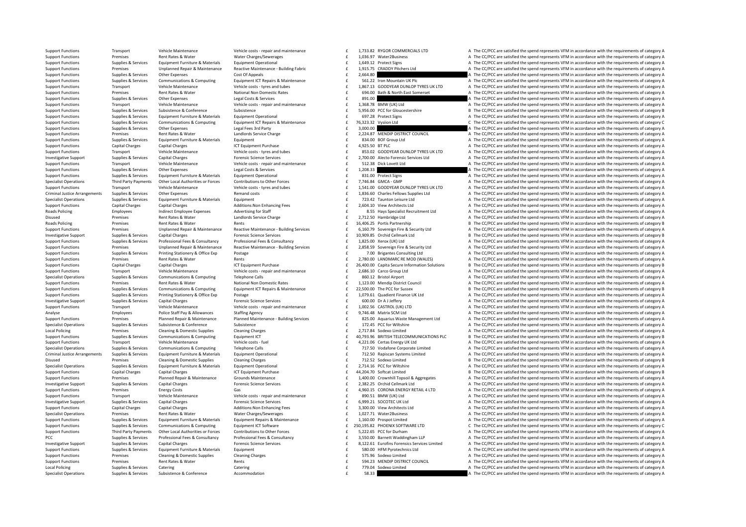| | | | | | | | |
|---|---|---|---|---|---|---|---|
| Support Functions | Transport | Vehicle Maintenance | Vehicle costs - repair and maintenance | £ | 1,733.82 | RYGOR COMMERCIALS LTD | A The CC/PCC are satisfied the spend represents VFM in accordance with the requirements of category A |
| Support Functions | Premises | Rent Rates & Water | Water Charges/Sewerages | £ | 1,036.97 | Water2Business | A The CC/PCC are satisfied the spend represents VFM in accordance with the requirements of category A |
| Support Functions | Supplies & Services | Equipment Furniture & Materials | Equipment Operational | £ | 1,649.12 | Protect Signs | A The CC/PCC are satisfied the spend represents VFM in accordance with the requirements of category A |
| Support Functions | Premises | Unplanned Repair & Maintenance | Reactive Maintenance - Building Fabric | £ | 1,915.75 | CRADDY Pitchers Ltd | A The CC/PCC are satisfied the spend represents VFM in accordance with the requirements of category A |
| Support Functions | Supplies & Services | Other Expenses | Cost Of Appeals | £ | 2,664.80 | | A The CC/PCC are satisfied the spend represents VFM in accordance with the requirements of category A |
| Support Functions | Supplies & Services | Communications & Computing | Equipment ICT Repairs & Maintenance | £ | 561.22 | Iron Mountain UK Plc | A The CC/PCC are satisfied the spend represents VFM in accordance with the requirements of category A |
| Support Functions | Transport | Vehicle Maintenance | Vehicle costs - tyres and tubes | £ | 1,867.13 | GOODYEAR DUNLOP TYRES UK LTD | A The CC/PCC are satisfied the spend represents VFM in accordance with the requirements of category A |
| Support Functions | Premises | Rent Rates & Water | National Non Domestic Rates | £ | 694.00 | Bath & North East Somerset | A The CC/PCC are satisfied the spend represents VFM in accordance with the requirements of category A |
| Support Functions | Supplies & Services | Other Expenses | Legal Costs & Services | £ | 891.00 | | A The CC/PCC are satisfied the spend represents VFM in accordance with the requirements of category A |
| Support Functions | Transport | Vehicle Maintenance | Vehicle costs - repair and maintenance | £ | 1,368.78 | BMW (UK) Ltd | A The CC/PCC are satisfied the spend represents VFM in accordance with the requirements of category A |
| Support Functions | Supplies & Services | Subsistence & Conference | Subsistence | £ | 5,956.00 | PCC for Gloucestershire | B The CC/PCC are satisfied the spend represents VFM in accordance with the requirements of category B |
| Support Functions | Supplies & Services | Equipment Furniture & Materials | Equipment Operational | £ | 697.28 | Protect Signs | A The CC/PCC are satisfied the spend represents VFM in accordance with the requirements of category A |
| Support Functions | Supplies & Services | Communications & Computing | Equipment ICT Repairs & Maintenance | £ | 76,323.32 | Vysiion Ltd | C The CC/PCC are satisfied the spend represents VFM in accordance with the requirements of category C |
| Support Functions | Supplies & Services | Other Expenses | Legal Fees 3rd Party | £ | 3,000.00 | | A The CC/PCC are satisfied the spend represents VFM in accordance with the requirements of category A |
| Support Functions | Premises | Rent Rates & Water | Landlords Service Charge | £ | 2,224.87 | MENDIP DISTRICT COUNCIL | A The CC/PCC are satisfied the spend represents VFM in accordance with the requirements of category A |
| Support Functions | Supplies & Services | Equipment Furniture & Materials | Equipment | £ | 834.00 | BOF Group Ltd | A The CC/PCC are satisfied the spend represents VFM in accordance with the requirements of category A |
| Support Functions | Capital Charges | Capital Charges | ICT Equipment Purchase | £ | 4,925.50 | BT PLC | A The CC/PCC are satisfied the spend represents VFM in accordance with the requirements of category A |
| Support Functions | Transport | Vehicle Maintenance | Vehicle costs - tyres and tubes | £ | 853.02 | GOODYEAR DUNLOP TYRES UK LTD | A The CC/PCC are satisfied the spend represents VFM in accordance with the requirements of category A |
| Investigative Support | Supplies & Services | Capital Charges | Forensic Science Services | £ | 2,700.00 | Alecto Forensic Services Ltd | A The CC/PCC are satisfied the spend represents VFM in accordance with the requirements of category A |
| Support Functions | Transport | Vehicle Maintenance | Vehicle costs - repair and maintenance | £ | 512.38 | Dick Lovett Ltd | A The CC/PCC are satisfied the spend represents VFM in accordance with the requirements of category A |
| Support Functions | Supplies & Services | Other Expenses | Legal Costs & Services | £ | 1,208.33 | | A The CC/PCC are satisfied the spend represents VFM in accordance with the requirements of category A |
| Support Functions | Supplies & Services | Equipment Furniture & Materials | Equipment Operational | £ | 831.00 | Protect Signs | A The CC/PCC are satisfied the spend represents VFM in accordance with the requirements of category A |
| Specialist Operations | Third Party Payments | Other Local Authorities or Forces | Contributions to Other Forces | £ | 7,746.84 | GMCA - GMP | A The CC/PCC are satisfied the spend represents VFM in accordance with the requirements of category A |
| Support Functions | Transport | Vehicle Maintenance | Vehicle costs - tyres and tubes | £ | 1,541.00 | GOODYEAR DUNLOP TYRES UK LTD | A The CC/PCC are satisfied the spend represents VFM in accordance with the requirements of category A |
| Criminal Justice Arrangements | Supplies & Services | Other Expenses | Remand costs | £ | 1,836.60 | Charles Fellows Supplies Ltd | A The CC/PCC are satisfied the spend represents VFM in accordance with the requirements of category A |
| Specialist Operations | Supplies & Services | Equipment Furniture & Materials | Equipment | £ | 723.42 | Taunton Leisure Ltd | A The CC/PCC are satisfied the spend represents VFM in accordance with the requirements of category A |
| Support Functions | Capital Charges | Capital Charges | Additions:Non Enhancing Fees | £ | 2,604.10 | View Architects Ltd | A The CC/PCC are satisfied the spend represents VFM in accordance with the requirements of category A |
| Roads Policing | Employees | Indirect Employee Expenses | Advertising for Staff | £ | 8.55 | Hays Specialist Recruitment Ltd | A The CC/PCC are satisfied the spend represents VFM in accordance with the requirements of category A |
| Disused | Premises | Rent Rates & Water | Landlords Service Charge | £ | 2,712.50 | Hambridge Ltd | A The CC/PCC are satisfied the spend represents VFM in accordance with the requirements of category A |
| Roads Policing | Premises | Rent Rates & Water | Rents | £ | 16,406.25 | Portis Partnership | B The CC/PCC are satisfied the spend represents VFM in accordance with the requirements of category B |
| Support Functions | Premises | Unplanned Repair & Maintenance | Reactive Maintenance - Building Services | £ | 6,160.79 | Sovereign Fire & Security Ltd | A The CC/PCC are satisfied the spend represents VFM in accordance with the requirements of category A |
| Investigative Support | Supplies & Services | Capital Charges | Forensic Science Services | £ | 10,909.85 | Orchid Cellmark Ltd | B The CC/PCC are satisfied the spend represents VFM in accordance with the requirements of category B |
| Support Functions | Supplies & Services | Professional Fees & Consultancy | Professional Fees & Consultancy | £ | 1,825.00 | Xerox (UK) Ltd | A The CC/PCC are satisfied the spend represents VFM in accordance with the requirements of category A |
| Support Functions | Premises | Unplanned Repair & Maintenance | Reactive Maintenance - Building Services | £ | 2,858.59 | Sovereign Fire & Security Ltd | A The CC/PCC are satisfied the spend represents VFM in accordance with the requirements of category A |
| Support Functions | Supplies & Services | Printing Stationery & Office Exp | Postage | £ | 7.00 | Brigantes Consulting Ltd | A The CC/PCC are satisfied the spend represents VFM in accordance with the requirements of category A |
| Support Functions | Premises | Rent Rates & Water | Rents | £ | 2,780.00 | LANDMARC RE MOD (WALES) | A The CC/PCC are satisfied the spend represents VFM in accordance with the requirements of category A |
| Support Functions | Capital Charges | Capital Charges | ICT Equipment Purchase | £ | 26,400.00 | Capita Secure Information Solutions | B The CC/PCC are satisfied the spend represents VFM in accordance with the requirements of category B |
| Support Functions | Transport | Vehicle Maintenance | Vehicle costs - repair and maintenance | £ | 2,686.10 | Carco Group Ltd | A The CC/PCC are satisfied the spend represents VFM in accordance with the requirements of category A |
| Specialist Operations | Supplies & Services | Communications & Computing | Telephone Calls | £ | 860.12 | Bristol Airport | A The CC/PCC are satisfied the spend represents VFM in accordance with the requirements of category A |
| Support Functions | Premises | Rent Rates & Water | National Non Domestic Rates | £ | 1,123.00 | Mendip District Council | A The CC/PCC are satisfied the spend represents VFM in accordance with the requirements of category A |
| Support Functions | Supplies & Services | Communications & Computing | Equipment ICT Repairs & Maintenance | £ | 22,500.00 | The PCC for Sussex | B The CC/PCC are satisfied the spend represents VFM in accordance with the requirements of category B |
| Support Functions | Supplies & Services | Printing Stationery & Office Exp | Postage | £ | 1,079.61 | Quadient Finance UK Ltd | A The CC/PCC are satisfied the spend represents VFM in accordance with the requirements of category A |
| Investigative Support | Supplies & Services | Capital Charges | Forensic Science Services | £ | 600.00 | Dr A J Jeffery | A The CC/PCC are satisfied the spend represents VFM in accordance with the requirements of category A |
| Support Functions | Transport | Vehicle Maintenance | Vehicle costs - repair and maintenance | £ | 1,002.56 | CASTROL (UK) LTD | A The CC/PCC are satisfied the spend represents VFM in accordance with the requirements of category A |
| Analyse | Employees | Police Staff Pay & Allowances | Staffing Agency | £ | 9,746.48 | Matrix SCM Ltd | A The CC/PCC are satisfied the spend represents VFM in accordance with the requirements of category A |
| Support Functions | Premises | Planned Repair & Maintenance | Planned Maintenance - Building Services | £ | 825.00 | Aquarius Waste Management Ltd | A The CC/PCC are satisfied the spend represents VFM in accordance with the requirements of category A |
| Specialist Operations | Supplies & Services | Subsistence & Conference | Subsistence | £ | 172.45 | PCC for Wiltshire | A The CC/PCC are satisfied the spend represents VFM in accordance with the requirements of category A |
| Local Policing | Premises | Cleaning & Domestic Supplies | Cleaning Charges | £ | 2,717.84 | Sodexo Limited | A The CC/PCC are satisfied the spend represents VFM in accordance with the requirements of category A |
| Support Functions | Supplies & Services | Communications & Computing | Equipment ICT | £ | 40,793.96 | BRITISH TELECOMMUNICATIONS PLC | B The CC/PCC are satisfied the spend represents VFM in accordance with the requirements of category B |
| Support Functions | Transport | Vehicle Maintenance | Vehicle costs - fuel | £ | 4,221.06 | Certas Energy UK Ltd | A The CC/PCC are satisfied the spend represents VFM in accordance with the requirements of category A |
| Specialist Operations | Supplies & Services | Communications & Computing | Telephone Calls | £ | 717.50 | Vodafone Corporate Limited | A The CC/PCC are satisfied the spend represents VFM in accordance with the requirements of category A |
| Criminal Justice Arrangements | Supplies & Services | Equipment Furniture & Materials | Equipment Operational | £ | 712.50 | Rapiscan Systems Limited | A The CC/PCC are satisfied the spend represents VFM in accordance with the requirements of category A |
| Disused | Premises | Cleaning & Domestic Supplies | Cleaning Charges | £ | 712.52 | Sodexo Limited | B The CC/PCC are satisfied the spend represents VFM in accordance with the requirements of category B |
| Specialist Operations | Supplies & Services | Equipment Furniture & Materials | Equipment Operational | £ | 2,714.16 | PCC for Wiltshire | A The CC/PCC are satisfied the spend represents VFM in accordance with the requirements of category A |
| Support Functions | Capital Charges | Capital Charges | ICT Equipment Purchase | £ | 44,204.70 | Softcat Limited | B The CC/PCC are satisfied the spend represents VFM in accordance with the requirements of category B |
| Support Functions | Premises | Planned Repair & Maintenance | Grounds Maintenance | £ | 1,400.00 | Crownhill Topsoil & Aggregates | A The CC/PCC are satisfied the spend represents VFM in accordance with the requirements of category A |
| Investigative Support | Supplies & Services | Capital Charges | Forensic Science Services | £ | 2,382.25 | Orchid Cellmark Ltd | A The CC/PCC are satisfied the spend represents VFM in accordance with the requirements of category A |
| Support Functions | Premises | Energy Costs | Gas | £ | 4,960.15 | CORONA ENERGY RETAIL 4 LTD | A The CC/PCC are satisfied the spend represents VFM in accordance with the requirements of category A |
| Support Functions | Transport | Vehicle Maintenance | Vehicle costs - repair and maintenance | £ | 890.51 | BMW (UK) Ltd | A The CC/PCC are satisfied the spend represents VFM in accordance with the requirements of category A |
| Investigative Support | Supplies & Services | Capital Charges | Forensic Science Services | £ | 6,999.21 | SOCOTEC UK Ltd | A The CC/PCC are satisfied the spend represents VFM in accordance with the requirements of category A |
| Support Functions | Capital Charges | Capital Charges | Additions:Non Enhancing Fees | £ | 3,300.00 | View Architects Ltd | A The CC/PCC are satisfied the spend represents VFM in accordance with the requirements of category A |
| Specialist Operations | Premises | Rent Rates & Water | Water Charges/Sewerages | £ | 1,027.71 | Water2Business | A The CC/PCC are satisfied the spend represents VFM in accordance with the requirements of category A |
| Support Functions | Supplies & Services | Equipment Furniture & Materials | Equipment Repairs & Maintenance | £ | 1,160.00 | Prospot Limited | A The CC/PCC are satisfied the spend represents VFM in accordance with the requirements of category A |
| Support Functions | Supplies & Services | Communications & Computing | Equipment ICT Software | £ | 250,195.82 | PHOENIX SOFTWARE LTD | C The CC/PCC are satisfied the spend represents VFM in accordance with the requirements of category C |
| Support Functions | Third Party Payments | Other Local Authorities or Forces | Contributions to Other Forces | £ | 5,222.65 | PCC for Durham | A The CC/PCC are satisfied the spend represents VFM in accordance with the requirements of category A |
| PCC | Supplies & Services | Professional Fees & Consultancy | Professional Fees & Consultancy | £ | 3,550.00 | Barnett Waddingham LLP | A The CC/PCC are satisfied the spend represents VFM in accordance with the requirements of category A |
| Investigative Support | Supplies & Services | Capital Charges | Forensic Science Services | £ | 8,122.61 | Eurofins Forensics Services Limited | A The CC/PCC are satisfied the spend represents VFM in accordance with the requirements of category A |
| Support Functions | Supplies & Services | Equipment Furniture & Materials | Equipment | £ | 580.00 | HFM Pyrotechnics Ltd | A The CC/PCC are satisfied the spend represents VFM in accordance with the requirements of category A |
| Support Functions | Premises | Cleaning & Domestic Supplies | Cleaning Charges | £ | 575.96 | Sodexo Limited | A The CC/PCC are satisfied the spend represents VFM in accordance with the requirements of category A |
| Support Functions | Premises | Rent Rates & Water | Rents | £ | 594.23 | MENDIP DISTRICT COUNCIL | A The CC/PCC are satisfied the spend represents VFM in accordance with the requirements of category A |
| Local Policing | Supplies & Services | Catering | Catering | £ | 779.04 | Sodexo Limited | A The CC/PCC are satisfied the spend represents VFM in accordance with the requirements of category A |
| Specialist Operations | Supplies & Services | Subsistence & Conference | Accommodation | £ | 58.33 | | A The CC/PCC are satisfied the spend represents VFM in accordance with the requirements of category A |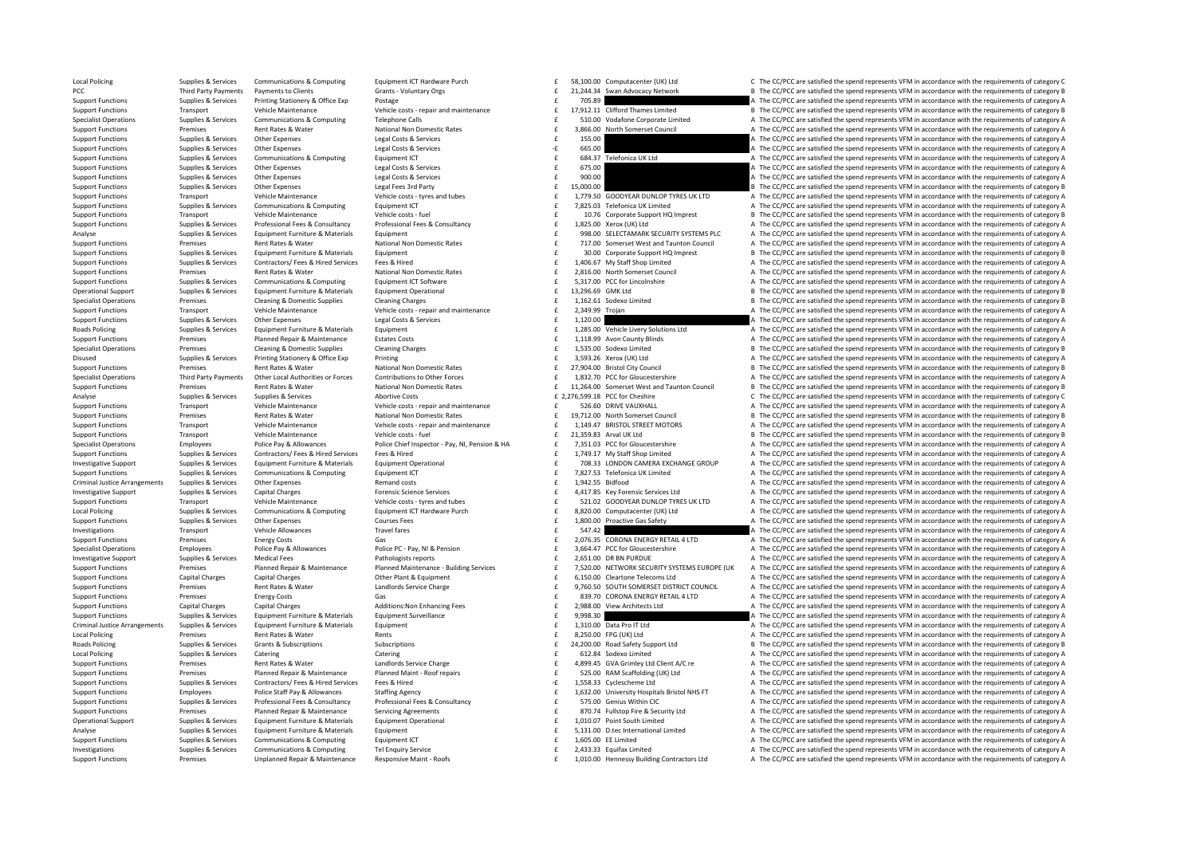| | | | | | | | |
|---|---|---|---|---|---|---|---|
| Local Policing | Supplies & Services | Communications & Computing | Equipment ICT Hardware Purch | £ | 58,100.00 | Computacenter (UK) Ltd | C The CC/PCC are satisfied the spend represents VFM in accordance with the requirements of category C |
| PCC | Third Party Payments | Payments to Clients | Grants - Voluntary Orgs | £ | 21,244.34 | Swan Advocacy Network | B The CC/PCC are satisfied the spend represents VFM in accordance with the requirements of category B |
| Support Functions | Supplies & Services | Printing Stationery & Office Exp | Postage | £ | 705.89 | | A The CC/PCC are satisfied the spend represents VFM in accordance with the requirements of category A |
| Support Functions | Transport | Vehicle Maintenance | Vehicle costs - repair and maintenance | £ | 17,912.11 | Clifford Thames Limited | B The CC/PCC are satisfied the spend represents VFM in accordance with the requirements of category B |
| Specialist Operations | Supplies & Services | Communications & Computing | Telephone Calls | £ | 510.00 | Vodafone Corporate Limited | A The CC/PCC are satisfied the spend represents VFM in accordance with the requirements of category A |
| Support Functions | Premises | Rent Rates & Water | National Non Domestic Rates | £ | 3,866.00 | North Somerset Council | A The CC/PCC are satisfied the spend represents VFM in accordance with the requirements of category A |
| Support Functions | Supplies & Services | Other Expenses | Legal Costs & Services | £ | 155.00 | | A The CC/PCC are satisfied the spend represents VFM in accordance with the requirements of category A |
| Support Functions | Supplies & Services | Other Expenses | Legal Costs & Services | -£ | 665.00 | | A The CC/PCC are satisfied the spend represents VFM in accordance with the requirements of category A |
| Support Functions | Supplies & Services | Communications & Computing | Equipment ICT | £ | 684.37 | Telefonica UK Ltd | A The CC/PCC are satisfied the spend represents VFM in accordance with the requirements of category A |
| Support Functions | Supplies & Services | Other Expenses | Legal Costs & Services | £ | 675.00 | | A The CC/PCC are satisfied the spend represents VFM in accordance with the requirements of category A |
| Support Functions | Supplies & Services | Other Expenses | Legal Costs & Services | £ | 900.00 | | A The CC/PCC are satisfied the spend represents VFM in accordance with the requirements of category A |
| Support Functions | Supplies & Services | Other Expenses | Legal Fees 3rd Party | £ | 15,000.00 | | B The CC/PCC are satisfied the spend represents VFM in accordance with the requirements of category B |
| Support Functions | Transport | Vehicle Maintenance | Vehicle costs - tyres and tubes | £ | 1,779.50 | GOODYEAR DUNLOP TYRES UK LTD | A The CC/PCC are satisfied the spend represents VFM in accordance with the requirements of category A |
| Support Functions | Supplies & Services | Communications & Computing | Equipment ICT | £ | 7,825.03 | Telefonica UK Limited | A The CC/PCC are satisfied the spend represents VFM in accordance with the requirements of category A |
| Support Functions | Transport | Vehicle Maintenance | Vehicle costs - fuel | £ | 10.76 | Corporate Support HQ Imprest | B The CC/PCC are satisfied the spend represents VFM in accordance with the requirements of category B |
| Support Functions | Supplies & Services | Professional Fees & Consultancy | Professional Fees & Consultancy | £ | 1,825.00 | Xerox (UK) Ltd | A The CC/PCC are satisfied the spend represents VFM in accordance with the requirements of category A |
| Analyse | Supplies & Services | Equipment Furniture & Materials | Equipment | £ | 998.00 | SELECTAMARK SECURITY SYSTEMS PLC | A The CC/PCC are satisfied the spend represents VFM in accordance with the requirements of category A |
| Support Functions | Premises | Rent Rates & Water | National Non Domestic Rates | £ | 717.00 | Somerset West and Taunton Council | A The CC/PCC are satisfied the spend represents VFM in accordance with the requirements of category A |
| Support Functions | Supplies & Services | Equipment Furniture & Materials | Equipment | £ | 30.00 | Corporate Support HQ Imprest | B The CC/PCC are satisfied the spend represents VFM in accordance with the requirements of category B |
| Support Functions | Supplies & Services | Contractors/ Fees & Hired Services | Fees & Hired | £ | 1,406.67 | My Staff Shop Limited | A The CC/PCC are satisfied the spend represents VFM in accordance with the requirements of category A |
| Support Functions | Premises | Rent Rates & Water | National Non Domestic Rates | £ | 2,816.00 | North Somerset Council | A The CC/PCC are satisfied the spend represents VFM in accordance with the requirements of category A |
| Support Functions | Supplies & Services | Communications & Computing | Equipment ICT Software | £ | 5,317.00 | PCC for Lincolnshire | A The CC/PCC are satisfied the spend represents VFM in accordance with the requirements of category A |
| Operational Support | Supplies & Services | Equipment Furniture & Materials | Equipment Operational | £ | 13,296.69 | GMK Ltd | B The CC/PCC are satisfied the spend represents VFM in accordance with the requirements of category B |
| Specialist Operations | Premises | Cleaning & Domestic Supplies | Cleaning Charges | £ | 1,162.61 | Sodexo Limited | B The CC/PCC are satisfied the spend represents VFM in accordance with the requirements of category B |
| Support Functions | Transport | Vehicle Maintenance | Vehicle costs - repair and maintenance | £ | 2,349.99 | Trojan | A The CC/PCC are satisfied the spend represents VFM in accordance with the requirements of category A |
| Support Functions | Supplies & Services | Other Expenses | Legal Costs & Services | £ | 1,120.00 | | A The CC/PCC are satisfied the spend represents VFM in accordance with the requirements of category A |
| Roads Policing | Supplies & Services | Equipment Furniture & Materials | Equipment | £ | 1,285.00 | Vehicle Livery Solutions Ltd | A The CC/PCC are satisfied the spend represents VFM in accordance with the requirements of category A |
| Support Functions | Premises | Planned Repair & Maintenance | Estates Costs | £ | 1,118.99 | Avon County Blinds | A The CC/PCC are satisfied the spend represents VFM in accordance with the requirements of category A |
| Specialist Operations | Premises | Cleaning & Domestic Supplies | Cleaning Charges | £ | 1,535.00 | Sodexo Limited | B The CC/PCC are satisfied the spend represents VFM in accordance with the requirements of category B |
| Disused | Supplies & Services | Printing Stationery & Office Exp | Printing | £ | 3,593.26 | Xerox (UK) Ltd | A The CC/PCC are satisfied the spend represents VFM in accordance with the requirements of category A |
| Support Functions | Premises | Rent Rates & Water | National Non Domestic Rates | £ | 27,904.00 | Bristol City Council | B The CC/PCC are satisfied the spend represents VFM in accordance with the requirements of category B |
| Specialist Operations | Third Party Payments | Other Local Authorities or Forces | Contributions to Other Forces | £ | 1,832.70 | PCC for Gloucestershire | A The CC/PCC are satisfied the spend represents VFM in accordance with the requirements of category A |
| Support Functions | Premises | Rent Rates & Water | National Non Domestic Rates | £ | 11,264.00 | Somerset West and Taunton Council | B The CC/PCC are satisfied the spend represents VFM in accordance with the requirements of category B |
| Analyse | Supplies & Services | Supplies & Services | Abortive Costs | £ | 2,276,599.18 | PCC for Cheshire | C The CC/PCC are satisfied the spend represents VFM in accordance with the requirements of category C |
| Support Functions | Transport | Vehicle Maintenance | Vehicle costs - repair and maintenance | £ | 526.60 | DRIVE VAUXHALL | A The CC/PCC are satisfied the spend represents VFM in accordance with the requirements of category A |
| Support Functions | Premises | Rent Rates & Water | National Non Domestic Rates | £ | 19,712.00 | North Somerset Council | B The CC/PCC are satisfied the spend represents VFM in accordance with the requirements of category B |
| Support Functions | Transport | Vehicle Maintenance | Vehicle costs - repair and maintenance | £ | 1,149.47 | BRISTOL STREET MOTORS | A The CC/PCC are satisfied the spend represents VFM in accordance with the requirements of category A |
| Support Functions | Transport | Vehicle Maintenance | Vehicle costs - fuel | £ | 21,359.83 | Arval UK Ltd | B The CC/PCC are satisfied the spend represents VFM in accordance with the requirements of category B |
| Specialist Operations | Employees | Police Pay & Allowances | Police Chief Inspector - Pay, NI, Pension & HA | £ | 7,351.03 | PCC for Gloucestershire | A The CC/PCC are satisfied the spend represents VFM in accordance with the requirements of category A |
| Support Functions | Supplies & Services | Contractors/ Fees & Hired Services | Fees & Hired | £ | 1,749.17 | My Staff Shop Limited | A The CC/PCC are satisfied the spend represents VFM in accordance with the requirements of category A |
| Investigative Support | Supplies & Services | Equipment Furniture & Materials | Equipment Operational | £ | 708.33 | LONDON CAMERA EXCHANGE GROUP | A The CC/PCC are satisfied the spend represents VFM in accordance with the requirements of category A |
| Support Functions | Supplies & Services | Communications & Computing | Equipment ICT | £ | 7,827.53 | Telefonica UK Limited | A The CC/PCC are satisfied the spend represents VFM in accordance with the requirements of category A |
| Criminal Justice Arrangements | Supplies & Services | Other Expenses | Remand costs | £ | 1,942.55 | Bidfood | A The CC/PCC are satisfied the spend represents VFM in accordance with the requirements of category A |
| Investigative Support | Supplies & Services | Capital Charges | Forensic Science Services | £ | 4,417.85 | Key Forensic Services Ltd | A The CC/PCC are satisfied the spend represents VFM in accordance with the requirements of category A |
| Support Functions | Transport | Vehicle Maintenance | Vehicle costs - tyres and tubes | £ | 521.02 | GOODYEAR DUNLOP TYRES UK LTD | A The CC/PCC are satisfied the spend represents VFM in accordance with the requirements of category A |
| Local Policing | Supplies & Services | Communications & Computing | Equipment ICT Hardware Purch | £ | 8,820.00 | Computacenter (UK) Ltd | A The CC/PCC are satisfied the spend represents VFM in accordance with the requirements of category A |
| Support Functions | Supplies & Services | Other Expenses | Courses Fees | £ | 1,800.00 | Proactive Gas Safety | A The CC/PCC are satisfied the spend represents VFM in accordance with the requirements of category A |
| Investigations | Transport | Vehicle Allowances | Travel fares | £ | 547.42 | | A The CC/PCC are satisfied the spend represents VFM in accordance with the requirements of category A |
| Support Functions | Premises | Energy Costs | Gas | £ | 2,076.35 | CORONA ENERGY RETAIL 4 LTD | A The CC/PCC are satisfied the spend represents VFM in accordance with the requirements of category A |
| Specialist Operations | Employees | Police Pay & Allowances | Police PC - Pay, NI & Pension | £ | 3,664.47 | PCC for Gloucestershire | A The CC/PCC are satisfied the spend represents VFM in accordance with the requirements of category A |
| Investigative Support | Supplies & Services | Medical Fees | Pathologists reports | £ | 2,651.00 | DR BN PURDUE | A The CC/PCC are satisfied the spend represents VFM in accordance with the requirements of category A |
| Support Functions | Premises | Planned Repair & Maintenance | Planned Maintenance - Building Services | £ | 7,520.00 | NETWORK SECURITY SYSTEMS EUROPE (UK | A The CC/PCC are satisfied the spend represents VFM in accordance with the requirements of category A |
| Support Functions | Capital Charges | Capital Charges | Other Plant & Equipment | £ | 6,150.00 | Cleartone Telecoms Ltd | A The CC/PCC are satisfied the spend represents VFM in accordance with the requirements of category A |
| Support Functions | Premises | Rent Rates & Water | Landlords Service Charge | £ | 9,760.50 | SOUTH SOMERSET DISTRICT COUNCIL | A The CC/PCC are satisfied the spend represents VFM in accordance with the requirements of category A |
| Support Functions | Premises | Energy Costs | Gas | £ | 839.70 | CORONA ENERGY RETAIL 4 LTD | A The CC/PCC are satisfied the spend represents VFM in accordance with the requirements of category A |
| Support Functions | Capital Charges | Capital Charges | Additions:Non Enhancing Fees | £ | 2,988.00 | View Architects Ltd | A The CC/PCC are satisfied the spend represents VFM in accordance with the requirements of category A |
| Support Functions | Supplies & Services | Equipment Furniture & Materials | Equipment Surveillance | £ | 9,998.30 | | A The CC/PCC are satisfied the spend represents VFM in accordance with the requirements of category A |
| Criminal Justice Arrangements | Supplies & Services | Equipment Furniture & Materials | Equipment | £ | 1,310.00 | Data Pro IT Ltd | A The CC/PCC are satisfied the spend represents VFM in accordance with the requirements of category A |
| Local Policing | Premises | Rent Rates & Water | Rents | £ | 8,250.00 | FPG (UK) Ltd | A The CC/PCC are satisfied the spend represents VFM in accordance with the requirements of category A |
| Roads Policing | Supplies & Services | Grants & Subscriptions | Subscriptions | £ | 24,200.00 | Road Safety Support Ltd | B The CC/PCC are satisfied the spend represents VFM in accordance with the requirements of category B |
| Local Policing | Supplies & Services | Catering | Catering | £ | 612.84 | Sodexo Limited | A The CC/PCC are satisfied the spend represents VFM in accordance with the requirements of category A |
| Support Functions | Premises | Rent Rates & Water | Landlords Service Charge | £ | 4,899.45 | GVA Grimley Ltd Client A/C re | A The CC/PCC are satisfied the spend represents VFM in accordance with the requirements of category A |
| Support Functions | Premises | Planned Repair & Maintenance | Planned Maint - Roof repairs | £ | 525.00 | RAM Scaffolding (UK) Ltd | A The CC/PCC are satisfied the spend represents VFM in accordance with the requirements of category A |
| Support Functions | Supplies & Services | Contractors/ Fees & Hired Services | Fees & Hired | -£ | 1,558.33 | Cyclescheme Ltd | A The CC/PCC are satisfied the spend represents VFM in accordance with the requirements of category A |
| Support Functions | Employees | Police Staff Pay & Allowances | Staffing Agency | £ | 1,632.00 | University Hospitals Bristol NHS FT | A The CC/PCC are satisfied the spend represents VFM in accordance with the requirements of category A |
| Support Functions | Supplies & Services | Professional Fees & Consultancy | Professional Fees & Consultancy | £ | 575.00 | Genius Within CIC | A The CC/PCC are satisfied the spend represents VFM in accordance with the requirements of category A |
| Support Functions | Premises | Planned Repair & Maintenance | Servicing Agreements | £ | 870.74 | Fullstop Fire & Security Ltd | A The CC/PCC are satisfied the spend represents VFM in accordance with the requirements of category A |
| Operational Support | Supplies & Services | Equipment Furniture & Materials | Equipment Operational | £ | 1,010.07 | Point South Limited | A The CC/PCC are satisfied the spend represents VFM in accordance with the requirements of category A |
| Analyse | Supplies & Services | Equipment Furniture & Materials | Equipment | £ | 5,131.00 | D.tec International Limited | A The CC/PCC are satisfied the spend represents VFM in accordance with the requirements of category A |
| Support Functions | Supplies & Services | Communications & Computing | Equipment ICT | £ | 1,605.00 | EE Limited | A The CC/PCC are satisfied the spend represents VFM in accordance with the requirements of category A |
| Investigations | Supplies & Services | Communications & Computing | Tel Enquiry Service | £ | 2,433.33 | Equifax Limited | A The CC/PCC are satisfied the spend represents VFM in accordance with the requirements of category A |
| Support Functions | Premises | Unplanned Repair & Maintenance | Responsive Maint - Roofs | £ | 1,010.00 | Hennessy Building Contractors Ltd | A The CC/PCC are satisfied the spend represents VFM in accordance with the requirements of category A |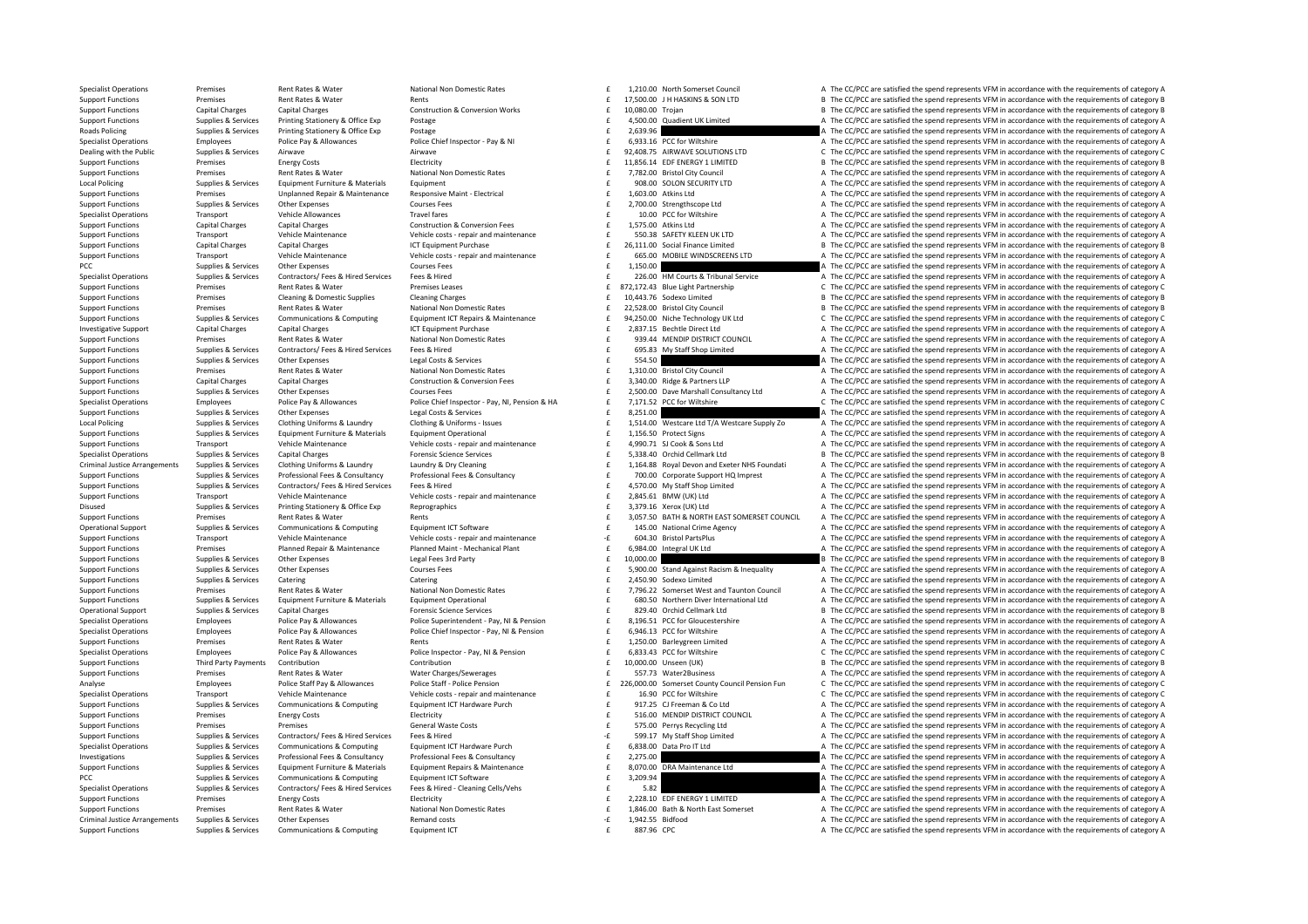| | | | | | | | | |
|---|---|---|---|---|---|---|---|---|
| Specialist Operations | Premises | Rent Rates & Water | National Non Domestic Rates | £ | 1,210.00 | North Somerset Council | A | The CC/PCC are satisfied the spend represents VFM in accordance with the requirements of category A |
| Support Functions | Premises | Rent Rates & Water | Rents | £ | 17,500.00 | J H HASKINS & SON LTD | B | The CC/PCC are satisfied the spend represents VFM in accordance with the requirements of category B |
| Support Functions | Capital Charges | Capital Charges | Construction & Conversion Works | £ | 10,080.00 | Trojan | B | The CC/PCC are satisfied the spend represents VFM in accordance with the requirements of category B |
| Support Functions | Supplies & Services | Printing Stationery & Office Exp | Postage | £ | 4,500.00 | Quadient UK Limited | A | The CC/PCC are satisfied the spend represents VFM in accordance with the requirements of category A |
| Roads Policing | Supplies & Services | Printing Stationery & Office Exp | Postage | £ | 2,639.96 | | A | The CC/PCC are satisfied the spend represents VFM in accordance with the requirements of category A |
| Specialist Operations | Employees | Police Pay & Allowances | Police Chief Inspector - Pay & NI | £ | 6,933.16 | PCC for Wiltshire | A | The CC/PCC are satisfied the spend represents VFM in accordance with the requirements of category A |
| Dealing with the Public | Supplies & Services | Airwave | Airwave | £ | 92,408.75 | AIRWAVE SOLUTIONS LTD | C | The CC/PCC are satisfied the spend represents VFM in accordance with the requirements of category C |
| Support Functions | Premises | Energy Costs | Electricity | £ | 11,856.14 | EDF ENERGY 1 LIMITED | B | The CC/PCC are satisfied the spend represents VFM in accordance with the requirements of category B |
| Support Functions | Premises | Rent Rates & Water | National Non Domestic Rates | £ | 7,782.00 | Bristol City Council | A | The CC/PCC are satisfied the spend represents VFM in accordance with the requirements of category A |
| Local Policing | Supplies & Services | Equipment Furniture & Materials | Equipment | £ | 908.00 | SOLON SECURITY LTD | A | The CC/PCC are satisfied the spend represents VFM in accordance with the requirements of category A |
| Support Functions | Premises | Unplanned Repair & Maintenance | Responsive Maint - Electrical | £ | 1,603.00 | Atkins Ltd | A | The CC/PCC are satisfied the spend represents VFM in accordance with the requirements of category A |
| Support Functions | Supplies & Services | Other Expenses | Courses Fees | £ | 2,700.00 | Strengthscope Ltd | A | The CC/PCC are satisfied the spend represents VFM in accordance with the requirements of category A |
| Specialist Operations | Transport | Vehicle Allowances | Travel fares | £ | 10.00 | PCC for Wiltshire | A | The CC/PCC are satisfied the spend represents VFM in accordance with the requirements of category A |
| Support Functions | Capital Charges | Capital Charges | Construction & Conversion Fees | £ | 1,575.00 | Atkins Ltd | A | The CC/PCC are satisfied the spend represents VFM in accordance with the requirements of category A |
| Support Functions | Transport | Vehicle Maintenance | Vehicle costs - repair and maintenance | £ | 550.38 | SAFETY KLEEN UK LTD | A | The CC/PCC are satisfied the spend represents VFM in accordance with the requirements of category A |
| Support Functions | Capital Charges | Capital Charges | ICT Equipment Purchase | £ | 26,111.00 | Social Finance Limited | B | The CC/PCC are satisfied the spend represents VFM in accordance with the requirements of category B |
| Support Functions | Transport | Vehicle Maintenance | Vehicle costs - repair and maintenance | £ | 665.00 | MOBILE WINDSCREENS LTD | A | The CC/PCC are satisfied the spend represents VFM in accordance with the requirements of category A |
| PCC | Supplies & Services | Other Expenses | Courses Fees | £ | 1,150.00 | | A | The CC/PCC are satisfied the spend represents VFM in accordance with the requirements of category A |
| Specialist Operations | Supplies & Services | Contractors/ Fees & Hired Services | Fees & Hired | £ | 226.00 | HM Courts & Tribunal Service | A | The CC/PCC are satisfied the spend represents VFM in accordance with the requirements of category A |
| Support Functions | Premises | Rent Rates & Water | Premises Leases | £ | 872,172.43 | Blue Light Partnership | C | The CC/PCC are satisfied the spend represents VFM in accordance with the requirements of category C |
| Support Functions | Premises | Cleaning & Domestic Supplies | Cleaning Charges | £ | 10,443.76 | Sodexo Limited | B | The CC/PCC are satisfied the spend represents VFM in accordance with the requirements of category B |
| Support Functions | Premises | Rent Rates & Water | National Non Domestic Rates | £ | 22,528.00 | Bristol City Council | B | The CC/PCC are satisfied the spend represents VFM in accordance with the requirements of category B |
| Support Functions | Supplies & Services | Communications & Computing | Equipment ICT Repairs & Maintenance | £ | 94,250.00 | Niche Technology UK Ltd | C | The CC/PCC are satisfied the spend represents VFM in accordance with the requirements of category C |
| Investigative Support | Capital Charges | Capital Charges | ICT Equipment Purchase | £ | 2,837.15 | Bechtle Direct Ltd | A | The CC/PCC are satisfied the spend represents VFM in accordance with the requirements of category A |
| Support Functions | Premises | Rent Rates & Water | National Non Domestic Rates | £ | 939.44 | MENDIP DISTRICT COUNCIL | A | The CC/PCC are satisfied the spend represents VFM in accordance with the requirements of category A |
| Support Functions | Supplies & Services | Contractors/ Fees & Hired Services | Fees & Hired | £ | 695.83 | My Staff Shop Limited | A | The CC/PCC are satisfied the spend represents VFM in accordance with the requirements of category A |
| Support Functions | Supplies & Services | Other Expenses | Legal Costs & Services | £ | 554.50 | | A | The CC/PCC are satisfied the spend represents VFM in accordance with the requirements of category A |
| Support Functions | Premises | Rent Rates & Water | National Non Domestic Rates | £ | 1,310.00 | Bristol City Council | A | The CC/PCC are satisfied the spend represents VFM in accordance with the requirements of category A |
| Support Functions | Capital Charges | Capital Charges | Construction & Conversion Fees | £ | 3,340.00 | Ridge & Partners LLP | A | The CC/PCC are satisfied the spend represents VFM in accordance with the requirements of category A |
| Support Functions | Supplies & Services | Other Expenses | Courses Fees | £ | 2,500.00 | Dave Marshall Consultancy Ltd | A | The CC/PCC are satisfied the spend represents VFM in accordance with the requirements of category A |
| Specialist Operations | Employees | Police Pay & Allowances | Police Chief Inspector - Pay, NI, Pension & HA | £ | 7,171.52 | PCC for Wiltshire | C | The CC/PCC are satisfied the spend represents VFM in accordance with the requirements of category C |
| Support Functions | Supplies & Services | Other Expenses | Legal Costs & Services | £ | 8,251.00 | | A | The CC/PCC are satisfied the spend represents VFM in accordance with the requirements of category A |
| Local Policing | Supplies & Services | Clothing Uniforms & Laundry | Clothing & Uniforms - Issues | £ | 1,514.00 | Westcare Ltd T/A Westcare Supply Zo | A | The CC/PCC are satisfied the spend represents VFM in accordance with the requirements of category A |
| Support Functions | Supplies & Services | Equipment Furniture & Materials | Equipment Operational | £ | 1,156.50 | Protect Signs | A | The CC/PCC are satisfied the spend represents VFM in accordance with the requirements of category A |
| Support Functions | Transport | Vehicle Maintenance | Vehicle costs - repair and maintenance | £ | 4,990.71 | SJ Cook & Sons Ltd | A | The CC/PCC are satisfied the spend represents VFM in accordance with the requirements of category A |
| Specialist Operations | Supplies & Services | Capital Charges | Forensic Science Services | £ | 5,338.40 | Orchid Cellmark Ltd | B | The CC/PCC are satisfied the spend represents VFM in accordance with the requirements of category B |
| Criminal Justice Arrangements | Supplies & Services | Clothing Uniforms & Laundry | Laundry & Dry Cleaning | £ | 1,164.88 | Royal Devon and Exeter NHS Foundati | A | The CC/PCC are satisfied the spend represents VFM in accordance with the requirements of category A |
| Support Functions | Supplies & Services | Professional Fees & Consultancy | Professional Fees & Consultancy | £ | 700.00 | Corporate Support HQ Imprest | A | The CC/PCC are satisfied the spend represents VFM in accordance with the requirements of category A |
| Support Functions | Supplies & Services | Contractors/ Fees & Hired Services | Fees & Hired | £ | 4,570.00 | My Staff Shop Limited | A | The CC/PCC are satisfied the spend represents VFM in accordance with the requirements of category A |
| Support Functions | Transport | Vehicle Maintenance | Vehicle costs - repair and maintenance | £ | 2,845.61 | BMW (UK) Ltd | A | The CC/PCC are satisfied the spend represents VFM in accordance with the requirements of category A |
| Disused | Supplies & Services | Printing Stationery & Office Exp | Reprographics | £ | 3,379.16 | Xerox (UK) Ltd | A | The CC/PCC are satisfied the spend represents VFM in accordance with the requirements of category A |
| Support Functions | Premises | Rent Rates & Water | Rents | £ | 3,057.50 | BATH & NORTH EAST SOMERSET COUNCIL | A | The CC/PCC are satisfied the spend represents VFM in accordance with the requirements of category A |
| Operational Support | Supplies & Services | Communications & Computing | Equipment ICT Software | £ | 145.00 | National Crime Agency | A | The CC/PCC are satisfied the spend represents VFM in accordance with the requirements of category A |
| Support Functions | Transport | Vehicle Maintenance | Vehicle costs - repair and maintenance | -£ | 604.30 | Bristol PartsPlus | A | The CC/PCC are satisfied the spend represents VFM in accordance with the requirements of category A |
| Support Functions | Premises | Planned Repair & Maintenance | Planned Maint - Mechanical Plant | £ | 6,984.00 | Integral UK Ltd | A | The CC/PCC are satisfied the spend represents VFM in accordance with the requirements of category A |
| Support Functions | Supplies & Services | Other Expenses | Legal Fees 3rd Party | £ | 10,000.00 | | B | The CC/PCC are satisfied the spend represents VFM in accordance with the requirements of category B |
| Support Functions | Supplies & Services | Other Expenses | Courses Fees | £ | 5,900.00 | Stand Against Racism & Inequality | A | The CC/PCC are satisfied the spend represents VFM in accordance with the requirements of category A |
| Support Functions | Supplies & Services | Catering | Catering | £ | 2,450.90 | Sodexo Limited | A | The CC/PCC are satisfied the spend represents VFM in accordance with the requirements of category A |
| Support Functions | Premises | Rent Rates & Water | National Non Domestic Rates | £ | 7,796.22 | Somerset West and Taunton Council | A | The CC/PCC are satisfied the spend represents VFM in accordance with the requirements of category A |
| Support Functions | Supplies & Services | Equipment Furniture & Materials | Equipment Operational | £ | 680.50 | Northern Diver International Ltd | A | The CC/PCC are satisfied the spend represents VFM in accordance with the requirements of category A |
| Operational Support | Supplies & Services | Capital Charges | Forensic Science Services | £ | 829.40 | Orchid Cellmark Ltd | B | The CC/PCC are satisfied the spend represents VFM in accordance with the requirements of category B |
| Specialist Operations | Employees | Police Pay & Allowances | Police Superintendent - Pay, NI & Pension | £ | 8,196.51 | PCC for Gloucestershire | A | The CC/PCC are satisfied the spend represents VFM in accordance with the requirements of category A |
| Specialist Operations | Employees | Police Pay & Allowances | Police Chief Inspector - Pay, NI & Pension | £ | 6,946.13 | PCC for Wiltshire | A | The CC/PCC are satisfied the spend represents VFM in accordance with the requirements of category A |
| Support Functions | Premises | Rent Rates & Water | Rents | £ | 1,250.00 | Barleygreen Limited | A | The CC/PCC are satisfied the spend represents VFM in accordance with the requirements of category A |
| Specialist Operations | Employees | Police Pay & Allowances | Police Inspector - Pay, NI & Pension | £ | 6,833.43 | PCC for Wiltshire | C | The CC/PCC are satisfied the spend represents VFM in accordance with the requirements of category C |
| Support Functions | Third Party Payments | Contribution | Contribution | £ | 10,000.00 | Unseen (UK) | B | The CC/PCC are satisfied the spend represents VFM in accordance with the requirements of category B |
| Support Functions | Premises | Rent Rates & Water | Water Charges/Sewerages | £ | 557.73 | Water2Business | A | The CC/PCC are satisfied the spend represents VFM in accordance with the requirements of category A |
| Analyse | Employees | Police Staff Pay & Allowances | Police Staff - Police Pension | £ | 226,000.00 | Somerset County Council Pension Fun | C | The CC/PCC are satisfied the spend represents VFM in accordance with the requirements of category C |
| Specialist Operations | Transport | Vehicle Maintenance | Vehicle costs - repair and maintenance | £ | 16.90 | PCC for Wiltshire | C | The CC/PCC are satisfied the spend represents VFM in accordance with the requirements of category C |
| Support Functions | Supplies & Services | Communications & Computing | Equipment ICT Hardware Purch | £ | 917.25 | CJ Freeman & Co Ltd | A | The CC/PCC are satisfied the spend represents VFM in accordance with the requirements of category A |
| Support Functions | Premises | Energy Costs | Electricity | £ | 516.00 | MENDIP DISTRICT COUNCIL | A | The CC/PCC are satisfied the spend represents VFM in accordance with the requirements of category A |
| Support Functions | Premises | Premises | General Waste Costs | £ | 575.00 | Perrys Recycling Ltd | A | The CC/PCC are satisfied the spend represents VFM in accordance with the requirements of category A |
| Support Functions | Supplies & Services | Contractors/ Fees & Hired Services | Fees & Hired | -£ | 599.17 | My Staff Shop Limited | A | The CC/PCC are satisfied the spend represents VFM in accordance with the requirements of category A |
| Specialist Operations | Supplies & Services | Communications & Computing | Equipment ICT Hardware Purch | £ | 6,838.00 | Data Pro IT Ltd | A | The CC/PCC are satisfied the spend represents VFM in accordance with the requirements of category A |
| Investigations | Supplies & Services | Professional Fees & Consultancy | Professional Fees & Consultancy | £ | 2,275.00 | | A | The CC/PCC are satisfied the spend represents VFM in accordance with the requirements of category A |
| Support Functions | Supplies & Services | Equipment Furniture & Materials | Equipment Repairs & Maintenance | £ | 8,070.00 | DRA Maintenance Ltd | A | The CC/PCC are satisfied the spend represents VFM in accordance with the requirements of category A |
| PCC | Supplies & Services | Communications & Computing | Equipment ICT Software | £ | 3,209.94 | | A | The CC/PCC are satisfied the spend represents VFM in accordance with the requirements of category A |
| Specialist Operations | Supplies & Services | Contractors/ Fees & Hired Services | Fees & Hired - Cleaning Cells/Vehs | £ | 5.82 | | A | The CC/PCC are satisfied the spend represents VFM in accordance with the requirements of category A |
| Support Functions | Premises | Energy Costs | Electricity | £ | 2,228.10 | EDF ENERGY 1 LIMITED | A | The CC/PCC are satisfied the spend represents VFM in accordance with the requirements of category A |
| Support Functions | Premises | Rent Rates & Water | National Non Domestic Rates | £ | 1,846.00 | Bath & North East Somerset | A | The CC/PCC are satisfied the spend represents VFM in accordance with the requirements of category A |
| Criminal Justice Arrangements | Supplies & Services | Other Expenses | Remand costs | -£ | 1,942.55 | Bidfood | A | The CC/PCC are satisfied the spend represents VFM in accordance with the requirements of category A |
| Support Functions | Supplies & Services | Communications & Computing | Equipment ICT | £ | 887.96 | CPC | A | The CC/PCC are satisfied the spend represents VFM in accordance with the requirements of category A |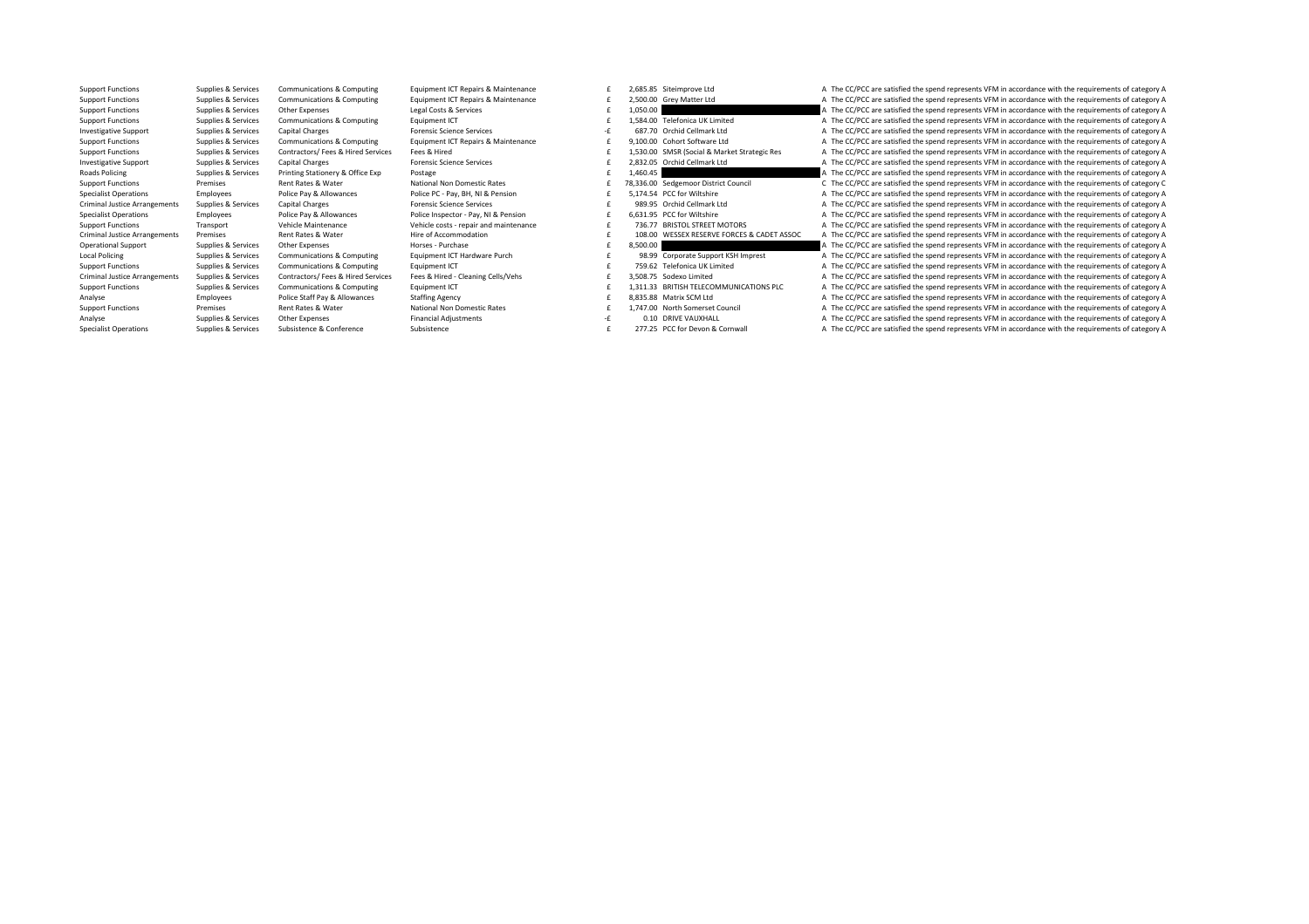| | | | | | | | | |
|---|---|---|---|---|---|---|---|---|
| Support Functions | Supplies & Services | Communications & Computing | Equipment ICT Repairs & Maintenance | £ | 2,685.85 | Siteimprove Ltd | A | The CC/PCC are satisfied the spend represents VFM in accordance with the requirements of category A |
| Support Functions | Supplies & Services | Communications & Computing | Equipment ICT Repairs & Maintenance | £ | 2,500.00 | Grey Matter Ltd | A | The CC/PCC are satisfied the spend represents VFM in accordance with the requirements of category A |
| Support Functions | Supplies & Services | Other Expenses | Legal Costs & Services | £ | 1,050.00 | | A | The CC/PCC are satisfied the spend represents VFM in accordance with the requirements of category A |
| Support Functions | Supplies & Services | Communications & Computing | Equipment ICT | £ | 1,584.00 | Telefonica UK Limited | A | The CC/PCC are satisfied the spend represents VFM in accordance with the requirements of category A |
| Investigative Support | Supplies & Services | Capital Charges | Forensic Science Services | -£ | 687.70 | Orchid Cellmark Ltd | A | The CC/PCC are satisfied the spend represents VFM in accordance with the requirements of category A |
| Support Functions | Supplies & Services | Communications & Computing | Equipment ICT Repairs & Maintenance | £ | 9,100.00 | Cohort Software Ltd | A | The CC/PCC are satisfied the spend represents VFM in accordance with the requirements of category A |
| Support Functions | Supplies & Services | Contractors/ Fees & Hired Services | Fees & Hired | £ | 1,530.00 | SMSR (Social & Market Strategic Res | A | The CC/PCC are satisfied the spend represents VFM in accordance with the requirements of category A |
| Investigative Support | Supplies & Services | Capital Charges | Forensic Science Services | £ | 2,832.05 | Orchid Cellmark Ltd | A | The CC/PCC are satisfied the spend represents VFM in accordance with the requirements of category A |
| Roads Policing | Supplies & Services | Printing Stationery & Office Exp | Postage | £ | 1,460.45 | | A | The CC/PCC are satisfied the spend represents VFM in accordance with the requirements of category A |
| Support Functions | Premises | Rent Rates & Water | National Non Domestic Rates | £ | 78,336.00 | Sedgemoor District Council | C | The CC/PCC are satisfied the spend represents VFM in accordance with the requirements of category C |
| Specialist Operations | Employees | Police Pay & Allowances | Police PC - Pay, BH, NI & Pension | £ | 5,174.54 | PCC for Wiltshire | A | The CC/PCC are satisfied the spend represents VFM in accordance with the requirements of category A |
| Criminal Justice Arrangements | Supplies & Services | Capital Charges | Forensic Science Services | £ | 989.95 | Orchid Cellmark Ltd | A | The CC/PCC are satisfied the spend represents VFM in accordance with the requirements of category A |
| Specialist Operations | Employees | Police Pay & Allowances | Police Inspector - Pay, NI & Pension | £ | 6,631.95 | PCC for Wiltshire | A | The CC/PCC are satisfied the spend represents VFM in accordance with the requirements of category A |
| Support Functions | Transport | Vehicle Maintenance | Vehicle costs - repair and maintenance | £ | 736.77 | BRISTOL STREET MOTORS | A | The CC/PCC are satisfied the spend represents VFM in accordance with the requirements of category A |
| Criminal Justice Arrangements | Premises | Rent Rates & Water | Hire of Accommodation | £ | 108.00 | WESSEX RESERVE FORCES & CADET ASSOC | A | The CC/PCC are satisfied the spend represents VFM in accordance with the requirements of category A |
| Operational Support | Supplies & Services | Other Expenses | Horses - Purchase | £ | 8,500.00 | | A | The CC/PCC are satisfied the spend represents VFM in accordance with the requirements of category A |
| Local Policing | Supplies & Services | Communications & Computing | Equipment ICT Hardware Purch | £ | 98.99 | Corporate Support KSH Imprest | A | The CC/PCC are satisfied the spend represents VFM in accordance with the requirements of category A |
| Support Functions | Supplies & Services | Communications & Computing | Equipment ICT | £ | 759.62 | Telefonica UK Limited | A | The CC/PCC are satisfied the spend represents VFM in accordance with the requirements of category A |
| Criminal Justice Arrangements | Supplies & Services | Contractors/ Fees & Hired Services | Fees & Hired - Cleaning Cells/Vehs | £ | 3,508.75 | Sodexo Limited | A | The CC/PCC are satisfied the spend represents VFM in accordance with the requirements of category A |
| Support Functions | Supplies & Services | Communications & Computing | Equipment ICT | £ | 1,311.33 | BRITISH TELECOMMUNICATIONS PLC | A | The CC/PCC are satisfied the spend represents VFM in accordance with the requirements of category A |
| Analyse | Employees | Police Staff Pay & Allowances | Staffing Agency | £ | 8,835.88 | Matrix SCM Ltd | A | The CC/PCC are satisfied the spend represents VFM in accordance with the requirements of category A |
| Support Functions | Premises | Rent Rates & Water | National Non Domestic Rates | £ | 1,747.00 | North Somerset Council | A | The CC/PCC are satisfied the spend represents VFM in accordance with the requirements of category A |
| Analyse | Supplies & Services | Other Expenses | Financial Adjustments | -£ | 0.10 | DRIVE VAUXHALL | A | The CC/PCC are satisfied the spend represents VFM in accordance with the requirements of category A |
| Specialist Operations | Supplies & Services | Subsistence & Conference | Subsistence | £ | 277.25 | PCC for Devon & Cornwall | A | The CC/PCC are satisfied the spend represents VFM in accordance with the requirements of category A |